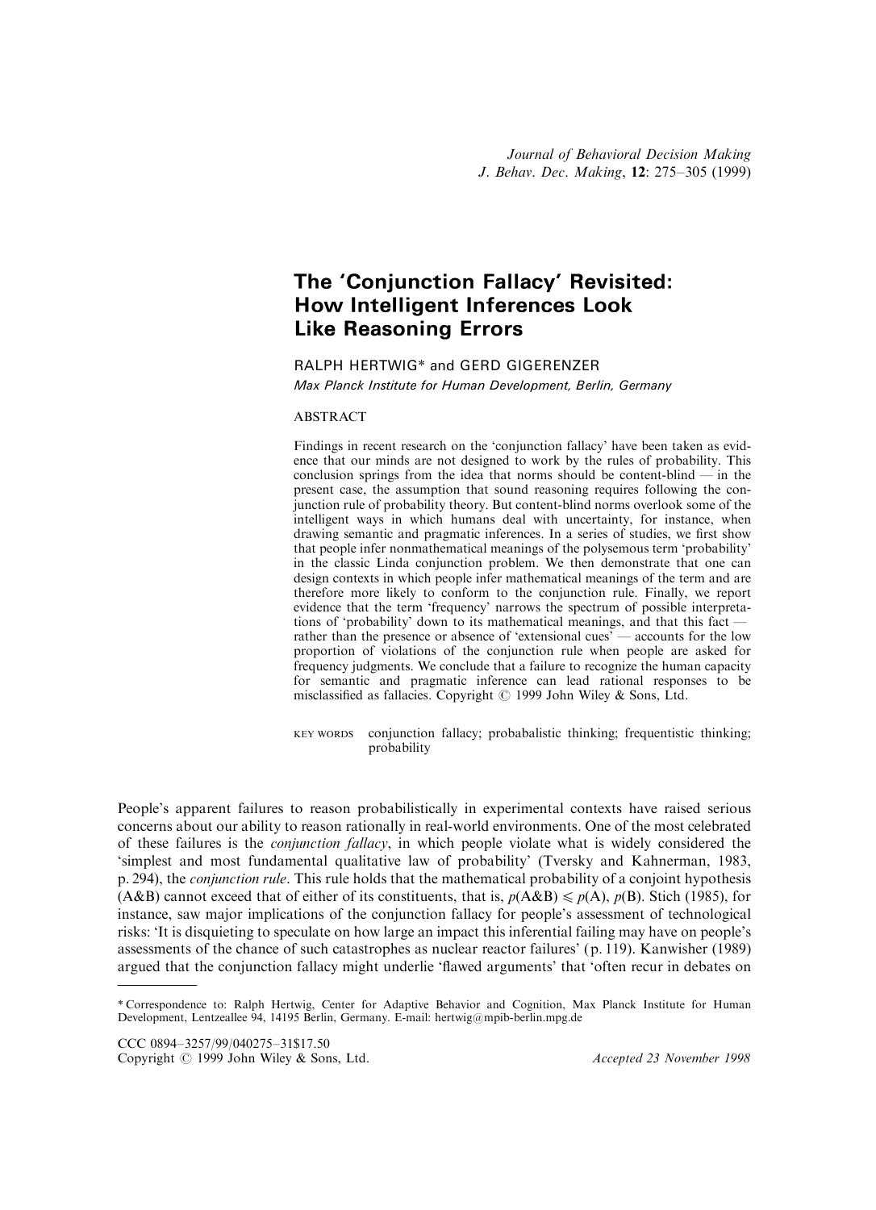# The 'Conjunction Fallacy' Revisited: How Intelligent Inferences Look Like Reasoning Errors

RALPH HERTWIG* and GERD GIGERENZER

*Max Planck Institute for Human Development, Berlin, Germany*

## ABSTRACT

Findings in recent research on the 'conjunction fallacy' have been taken as evidence that our minds are not designed to work by the rules of probability. This conclusion springs from the idea that norms should be content-blind — in the present case, the assumption that sound reasoning requires following the conjunction rule of probability theory. But content-blind norms overlook some of the intelligent ways in which humans deal with uncertainty, for instance, when drawing semantic and pragmatic inferences. In a series of studies, we first show that people infer nonmathematical meanings of the polysemous term 'probability' in the classic Linda conjunction problem. We then demonstrate that one can design contexts in which people infer mathematical meanings of the term and are therefore more likely to conform to the conjunction rule. Finally, we report evidence that the term 'frequency' narrows the spectrum of possible interpretations of 'probability' down to its mathematical meanings, and that this fact — rather than the presence or absence of 'extensional cues' — accounts for the low proportion of violations of the conjunction rule when people are asked for frequency judgments. We conclude that a failure to recognize the human capacity for semantic and pragmatic inference can lead rational responses to be misclassified as fallacies. Copyright © 1999 John Wiley & Sons, Ltd.

KEY WORDS conjunction fallacy; probabalistic thinking; frequentistic thinking; probability

People's apparent failures to reason probabilistically in experimental contexts have raised serious concerns about our ability to reason rationally in real-world environments. One of the most celebrated of these failures is the *conjunction fallacy*, in which people violate what is widely considered the 'simplest and most fundamental qualitative law of probability' (Tversky and Kahnerman, 1983, p. 294), the *conjunction rule*. This rule holds that the mathematical probability of a conjoint hypothesis (A&B) cannot exceed that of either of its constituents, that is, $p(\text{A\&B}) \leqslant p(\text{A}), p(\text{B})$. Stich (1985), for instance, saw major implications of the conjunction fallacy for people's assessment of technological risks: 'It is disquieting to speculate on how large an impact this inferential failing may have on people's assessments of the chance of such catastrophes as nuclear reactor failures' (p. 119). Kanwisher (1989) argued that the conjunction fallacy might underlie 'flawed arguments' that 'often recur in debates on

---

\* Correspondence to: Ralph Hertwig, Center for Adaptive Behavior and Cognition, Max Planck Institute for Human Development, Lentzeallee 94, 14195 Berlin, Germany. E-mail: hertwig@mpib-berlin.mpg.de

CCC 0894–3257/99/040275–31$17.50
Copyright © 1999 John Wiley & Sons, Ltd.

*Accepted 23 November 1998*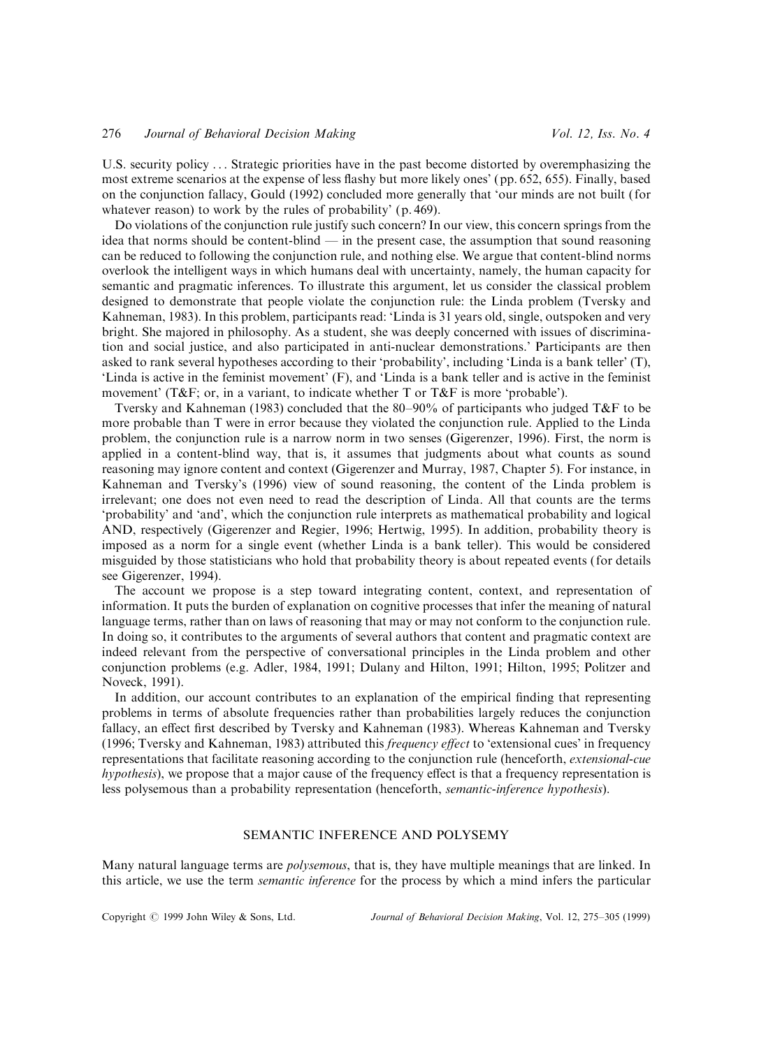U.S. security policy . . . Strategic priorities have in the past become distorted by overemphasizing the most extreme scenarios at the expense of less flashy but more likely ones' (pp. 652, 655). Finally, based on the conjunction fallacy, Gould (1992) concluded more generally that 'our minds are not built (for whatever reason) to work by the rules of probability' (p. 469).

Do violations of the conjunction rule justify such concern? In our view, this concern springs from the idea that norms should be content-blind — in the present case, the assumption that sound reasoning can be reduced to following the conjunction rule, and nothing else. We argue that content-blind norms overlook the intelligent ways in which humans deal with uncertainty, namely, the human capacity for semantic and pragmatic inferences. To illustrate this argument, let us consider the classical problem designed to demonstrate that people violate the conjunction rule: the Linda problem (Tversky and Kahneman, 1983). In this problem, participants read: 'Linda is 31 years old, single, outspoken and very bright. She majored in philosophy. As a student, she was deeply concerned with issues of discrimination and social justice, and also participated in anti-nuclear demonstrations.' Participants are then asked to rank several hypotheses according to their 'probability', including 'Linda is a bank teller' (T), 'Linda is active in the feminist movement' (F), and 'Linda is a bank teller and is active in the feminist movement' (T&F; or, in a variant, to indicate whether T or T&F is more 'probable').

Tversky and Kahneman (1983) concluded that the 80–90% of participants who judged T&F to be more probable than T were in error because they violated the conjunction rule. Applied to the Linda problem, the conjunction rule is a narrow norm in two senses (Gigerenzer, 1996). First, the norm is applied in a content-blind way, that is, it assumes that judgments about what counts as sound reasoning may ignore content and context (Gigerenzer and Murray, 1987, Chapter 5). For instance, in Kahneman and Tversky's (1996) view of sound reasoning, the content of the Linda problem is irrelevant; one does not even need to read the description of Linda. All that counts are the terms 'probability' and 'and', which the conjunction rule interprets as mathematical probability and logical AND, respectively (Gigerenzer and Regier, 1996; Hertwig, 1995). In addition, probability theory is imposed as a norm for a single event (whether Linda is a bank teller). This would be considered misguided by those statisticians who hold that probability theory is about repeated events (for details see Gigerenzer, 1994).

The account we propose is a step toward integrating content, context, and representation of information. It puts the burden of explanation on cognitive processes that infer the meaning of natural language terms, rather than on laws of reasoning that may or may not conform to the conjunction rule. In doing so, it contributes to the arguments of several authors that content and pragmatic context are indeed relevant from the perspective of conversational principles in the Linda problem and other conjunction problems (e.g. Adler, 1984, 1991; Dulany and Hilton, 1991; Hilton, 1995; Politzer and Noveck, 1991).

In addition, our account contributes to an explanation of the empirical finding that representing problems in terms of absolute frequencies rather than probabilities largely reduces the conjunction fallacy, an effect first described by Tversky and Kahneman (1983). Whereas Kahneman and Tversky (1996; Tversky and Kahneman, 1983) attributed this *frequency effect* to 'extensional cues' in frequency representations that facilitate reasoning according to the conjunction rule (henceforth, *extensional-cue hypothesis*), we propose that a major cause of the frequency effect is that a frequency representation is less polysemous than a probability representation (henceforth, *semantic-inference hypothesis*).

## SEMANTIC INFERENCE AND POLYSEMY

Many natural language terms are *polysemous*, that is, they have multiple meanings that are linked. In this article, we use the term *semantic inference* for the process by which a mind infers the particular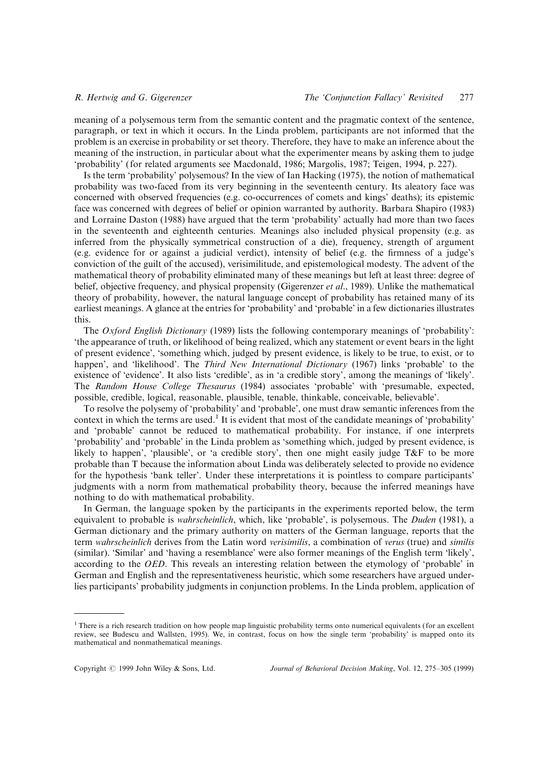meaning of a polysemous term from the semantic content and the pragmatic context of the sentence, paragraph, or text in which it occurs. In the Linda problem, participants are not informed that the problem is an exercise in probability or set theory. Therefore, they have to make an inference about the meaning of the instruction, in particular about what the experimenter means by asking them to judge 'probability' (for related arguments see Macdonald, 1986; Margolis, 1987; Teigen, 1994, p. 227).

Is the term 'probability' polysemous? In the view of Ian Hacking (1975), the notion of mathematical probability was two-faced from its very beginning in the seventeenth century. Its aleatory face was concerned with observed frequencies (e.g. co-occurrences of comets and kings' deaths); its epistemic face was concerned with degrees of belief or opinion warranted by authority. Barbara Shapiro (1983) and Lorraine Daston (1988) have argued that the term 'probability' actually had more than two faces in the seventeenth and eighteenth centuries. Meanings also included physical propensity (e.g. as inferred from the physically symmetrical construction of a die), frequency, strength of argument (e.g. evidence for or against a judicial verdict), intensity of belief (e.g. the firmness of a judge's conviction of the guilt of the accused), verisimilitude, and epistemological modesty. The advent of the mathematical theory of probability eliminated many of these meanings but left at least three: degree of belief, objective frequency, and physical propensity (Gigerenzer *et al*., 1989). Unlike the mathematical theory of probability, however, the natural language concept of probability has retained many of its earliest meanings. A glance at the entries for 'probability' and 'probable' in a few dictionaries illustrates this.

The *Oxford English Dictionary* (1989) lists the following contemporary meanings of 'probability': 'the appearance of truth, or likelihood of being realized, which any statement or event bears in the light of present evidence', 'something which, judged by present evidence, is likely to be true, to exist, or to happen', and 'likelihood'. The *Third New International Dictionary* (1967) links 'probable' to the existence of 'evidence'. It also lists 'credible', as in 'a credible story', among the meanings of 'likely'. The *Random House College Thesaurus* (1984) associates 'probable' with 'presumable, expected, possible, credible, logical, reasonable, plausible, tenable, thinkable, conceivable, believable'.

To resolve the polysemy of 'probability' and 'probable', one must draw semantic inferences from the context in which the terms are used.[1] It is evident that most of the candidate meanings of 'probability' and 'probable' cannot be reduced to mathematical probability. For instance, if one interprets 'probability' and 'probable' in the Linda problem as 'something which, judged by present evidence, is likely to happen', 'plausible', or 'a credible story', then one might easily judge T&F to be more probable than T because the information about Linda was deliberately selected to provide no evidence for the hypothesis 'bank teller'. Under these interpretations it is pointless to compare participants' judgments with a norm from mathematical probability theory, because the inferred meanings have nothing to do with mathematical probability.

In German, the language spoken by the participants in the experiments reported below, the term equivalent to probable is *wahrscheinlich*, which, like 'probable', is polysemous. The *Duden* (1981), a German dictionary and the primary authority on matters of the German language, reports that the term *wahrscheinlich* derives from the Latin word *verisimilis*, a combination of *verus* (true) and *similis* (similar). 'Similar' and 'having a resemblance' were also former meanings of the English term 'likely', according to the *OED*. This reveals an interesting relation between the etymology of 'probable' in German and English and the representativeness heuristic, which some researchers have argued underlies participants' probability judgments in conjunction problems. In the Linda problem, application of

[1] There is a rich research tradition on how people map linguistic probability terms onto numerical equivalents (for an excellent review, see Budescu and Wallsten, 1995). We, in contrast, focus on how the single term 'probability' is mapped onto its mathematical and nonmathematical meanings.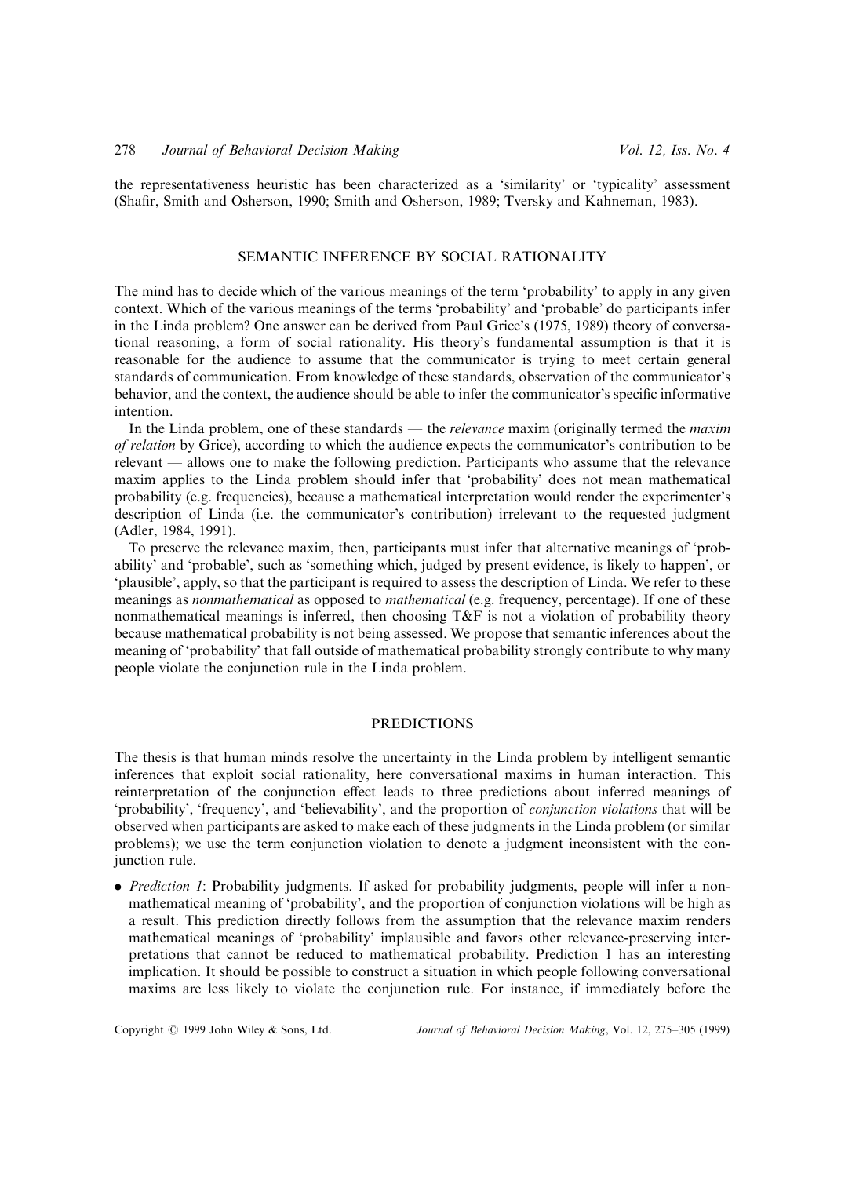the representativeness heuristic has been characterized as a 'similarity' or 'typicality' assessment (Shafir, Smith and Osherson, 1990; Smith and Osherson, 1989; Tversky and Kahneman, 1983).

## SEMANTIC INFERENCE BY SOCIAL RATIONALITY

The mind has to decide which of the various meanings of the term 'probability' to apply in any given context. Which of the various meanings of the terms 'probability' and 'probable' do participants infer in the Linda problem? One answer can be derived from Paul Grice's (1975, 1989) theory of conversational reasoning, a form of social rationality. His theory's fundamental assumption is that it is reasonable for the audience to assume that the communicator is trying to meet certain general standards of communication. From knowledge of these standards, observation of the communicator's behavior, and the context, the audience should be able to infer the communicator's specific informative intention.

In the Linda problem, one of these standards — the *relevance* maxim (originally termed the *maxim of relation* by Grice), according to which the audience expects the communicator's contribution to be relevant — allows one to make the following prediction. Participants who assume that the relevance maxim applies to the Linda problem should infer that 'probability' does not mean mathematical probability (e.g. frequencies), because a mathematical interpretation would render the experimenter's description of Linda (i.e. the communicator's contribution) irrelevant to the requested judgment (Adler, 1984, 1991).

To preserve the relevance maxim, then, participants must infer that alternative meanings of 'probability' and 'probable', such as 'something which, judged by present evidence, is likely to happen', or 'plausible', apply, so that the participant is required to assess the description of Linda. We refer to these meanings as *nonmathematical* as opposed to *mathematical* (e.g. frequency, percentage). If one of these nonmathematical meanings is inferred, then choosing T&F is not a violation of probability theory because mathematical probability is not being assessed. We propose that semantic inferences about the meaning of 'probability' that fall outside of mathematical probability strongly contribute to why many people violate the conjunction rule in the Linda problem.

## PREDICTIONS

The thesis is that human minds resolve the uncertainty in the Linda problem by intelligent semantic inferences that exploit social rationality, here conversational maxims in human interaction. This reinterpretation of the conjunction effect leads to three predictions about inferred meanings of 'probability', 'frequency', and 'believability', and the proportion of *conjunction violations* that will be observed when participants are asked to make each of these judgments in the Linda problem (or similar problems); we use the term conjunction violation to denote a judgment inconsistent with the conjunction rule.

- *Prediction 1*: Probability judgments. If asked for probability judgments, people will infer a nonmathematical meaning of 'probability', and the proportion of conjunction violations will be high as a result. This prediction directly follows from the assumption that the relevance maxim renders mathematical meanings of 'probability' implausible and favors other relevance-preserving interpretations that cannot be reduced to mathematical probability. Prediction 1 has an interesting implication. It should be possible to construct a situation in which people following conversational maxims are less likely to violate the conjunction rule. For instance, if immediately before the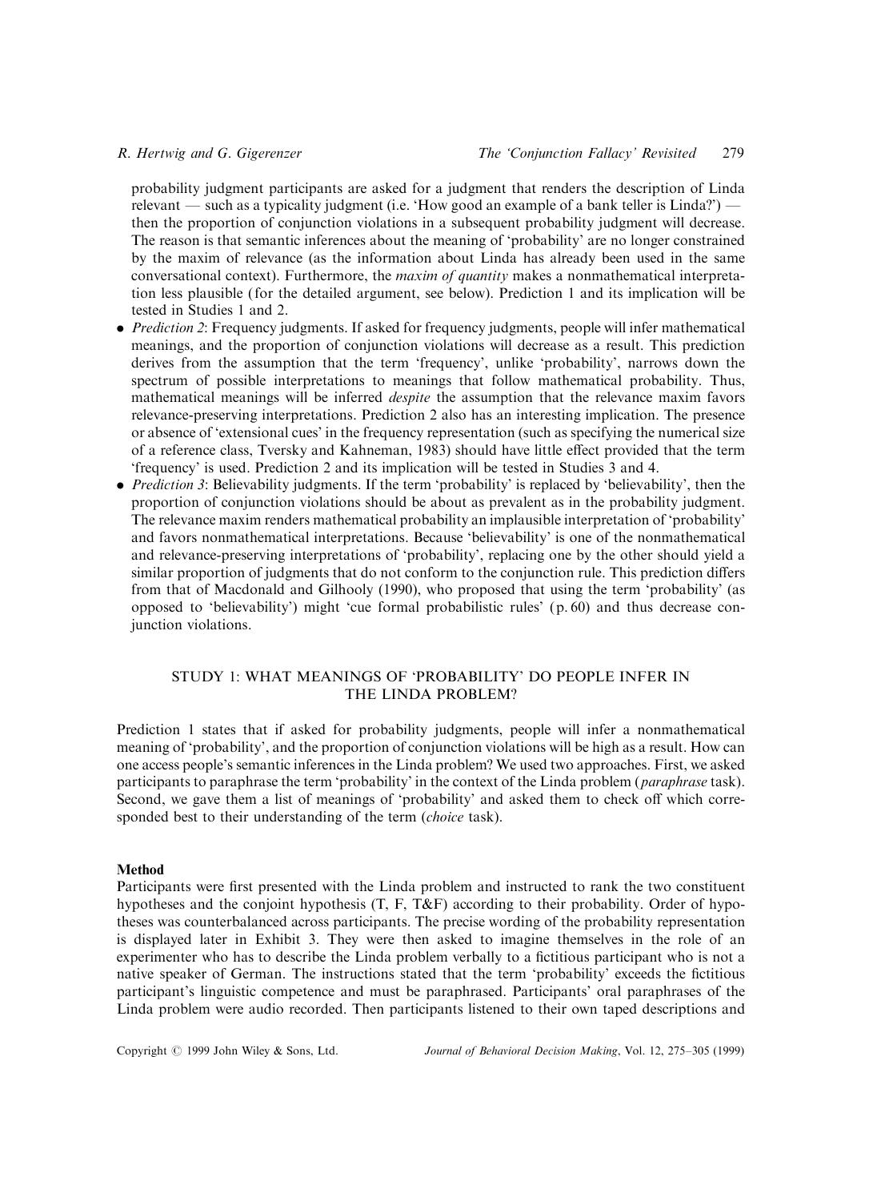probability judgment participants are asked for a judgment that renders the description of Linda relevant — such as a typicality judgment (i.e. 'How good an example of a bank teller is Linda?') — then the proportion of conjunction violations in a subsequent probability judgment will decrease. The reason is that semantic inferences about the meaning of 'probability' are no longer constrained by the maxim of relevance (as the information about Linda has already been used in the same conversational context). Furthermore, the *maxim of quantity* makes a nonmathematical interpretation less plausible (for the detailed argument, see below). Prediction 1 and its implication will be tested in Studies 1 and 2.

- *Prediction 2*: Frequency judgments. If asked for frequency judgments, people will infer mathematical meanings, and the proportion of conjunction violations will decrease as a result. This prediction derives from the assumption that the term 'frequency', unlike 'probability', narrows down the spectrum of possible interpretations to meanings that follow mathematical probability. Thus, mathematical meanings will be inferred *despite* the assumption that the relevance maxim favors relevance-preserving interpretations. Prediction 2 also has an interesting implication. The presence or absence of 'extensional cues' in the frequency representation (such as specifying the numerical size of a reference class, Tversky and Kahneman, 1983) should have little effect provided that the term 'frequency' is used. Prediction 2 and its implication will be tested in Studies 3 and 4.
- *Prediction 3*: Believability judgments. If the term 'probability' is replaced by 'believability', then the proportion of conjunction violations should be about as prevalent as in the probability judgment. The relevance maxim renders mathematical probability an implausible interpretation of 'probability' and favors nonmathematical interpretations. Because 'believability' is one of the nonmathematical and relevance-preserving interpretations of 'probability', replacing one by the other should yield a similar proportion of judgments that do not conform to the conjunction rule. This prediction differs from that of Macdonald and Gilhooly (1990), who proposed that using the term 'probability' (as opposed to 'believability') might 'cue formal probabilistic rules' (p. 60) and thus decrease conjunction violations.

## STUDY 1: WHAT MEANINGS OF 'PROBABILITY' DO PEOPLE INFER IN THE LINDA PROBLEM?

Prediction 1 states that if asked for probability judgments, people will infer a nonmathematical meaning of 'probability', and the proportion of conjunction violations will be high as a result. How can one access people's semantic inferences in the Linda problem? We used two approaches. First, we asked participants to paraphrase the term 'probability' in the context of the Linda problem (*paraphrase* task). Second, we gave them a list of meanings of 'probability' and asked them to check off which corresponded best to their understanding of the term (*choice* task).

### Method

Participants were first presented with the Linda problem and instructed to rank the two constituent hypotheses and the conjoint hypothesis (T, F, T&F) according to their probability. Order of hypotheses was counterbalanced across participants. The precise wording of the probability representation is displayed later in Exhibit 3. They were then asked to imagine themselves in the role of an experimenter who has to describe the Linda problem verbally to a fictitious participant who is not a native speaker of German. The instructions stated that the term 'probability' exceeds the fictitious participant's linguistic competence and must be paraphrased. Participants' oral paraphrases of the Linda problem were audio recorded. Then participants listened to their own taped descriptions and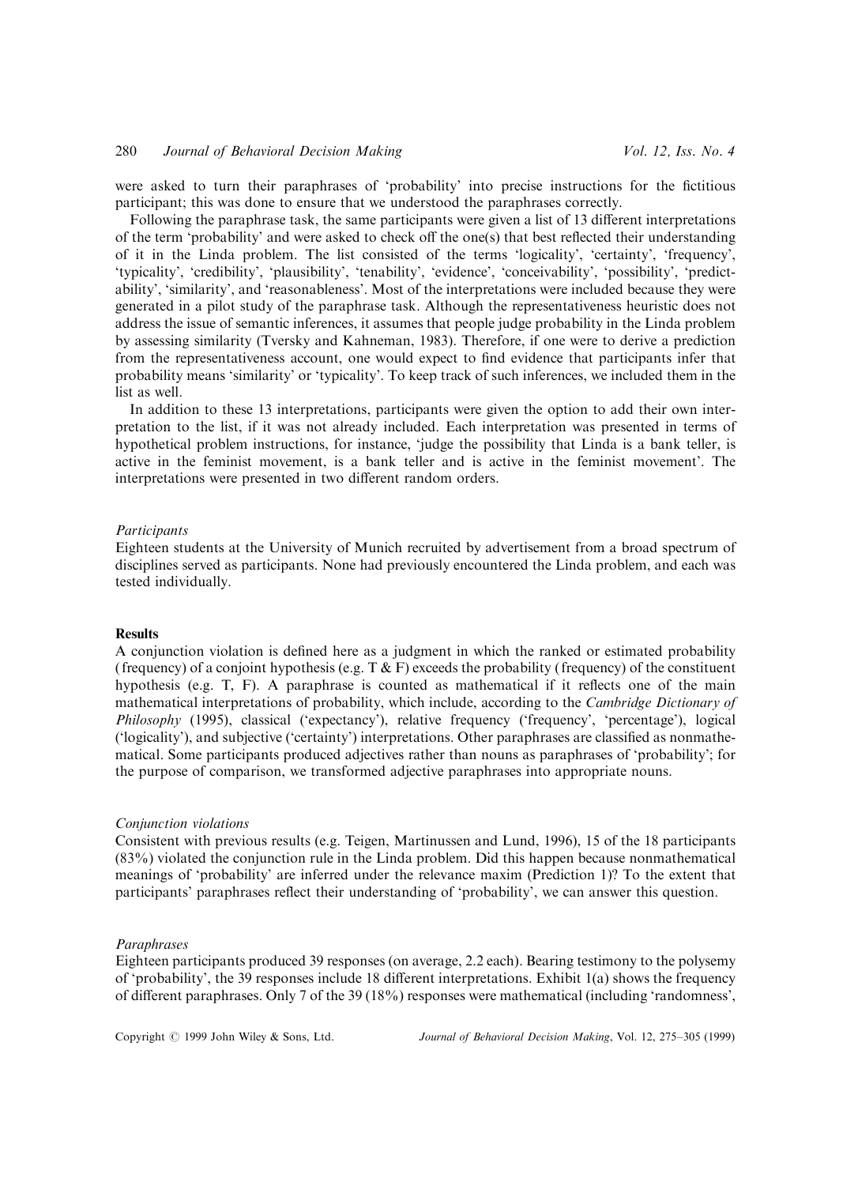were asked to turn their paraphrases of 'probability' into precise instructions for the fictitious participant; this was done to ensure that we understood the paraphrases correctly.

Following the paraphrase task, the same participants were given a list of 13 different interpretations of the term 'probability' and were asked to check off the one(s) that best reflected their understanding of it in the Linda problem. The list consisted of the terms 'logicality', 'certainty', 'frequency', 'typicality', 'credibility', 'plausibility', 'tenability', 'evidence', 'conceivability', 'possibility', 'predictability', 'similarity', and 'reasonableness'. Most of the interpretations were included because they were generated in a pilot study of the paraphrase task. Although the representativeness heuristic does not address the issue of semantic inferences, it assumes that people judge probability in the Linda problem by assessing similarity (Tversky and Kahneman, 1983). Therefore, if one were to derive a prediction from the representativeness account, one would expect to find evidence that participants infer that probability means 'similarity' or 'typicality'. To keep track of such inferences, we included them in the list as well.

In addition to these 13 interpretations, participants were given the option to add their own interpretation to the list, if it was not already included. Each interpretation was presented in terms of hypothetical problem instructions, for instance, 'judge the possibility that Linda is a bank teller, is active in the feminist movement, is a bank teller and is active in the feminist movement'. The interpretations were presented in two different random orders.

*Participants*

Eighteen students at the University of Munich recruited by advertisement from a broad spectrum of disciplines served as participants. None had previously encountered the Linda problem, and each was tested individually.

**Results**

A conjunction violation is defined here as a judgment in which the ranked or estimated probability (frequency) of a conjoint hypothesis (e.g. T & F) exceeds the probability (frequency) of the constituent hypothesis (e.g. T, F). A paraphrase is counted as mathematical if it reflects one of the main mathematical interpretations of probability, which include, according to the *Cambridge Dictionary of Philosophy* (1995), classical ('expectancy'), relative frequency ('frequency', 'percentage'), logical ('logicality'), and subjective ('certainty') interpretations. Other paraphrases are classified as nonmathematical. Some participants produced adjectives rather than nouns as paraphrases of 'probability'; for the purpose of comparison, we transformed adjective paraphrases into appropriate nouns.

*Conjunction violations*

Consistent with previous results (e.g. Teigen, Martinussen and Lund, 1996), 15 of the 18 participants (83%) violated the conjunction rule in the Linda problem. Did this happen because nonmathematical meanings of 'probability' are inferred under the relevance maxim (Prediction 1)? To the extent that participants' paraphrases reflect their understanding of 'probability', we can answer this question.

*Paraphrases*

Eighteen participants produced 39 responses (on average, 2.2 each). Bearing testimony to the polysemy of 'probability', the 39 responses include 18 different interpretations. Exhibit 1(a) shows the frequency of different paraphrases. Only 7 of the 39 (18%) responses were mathematical (including 'randomness',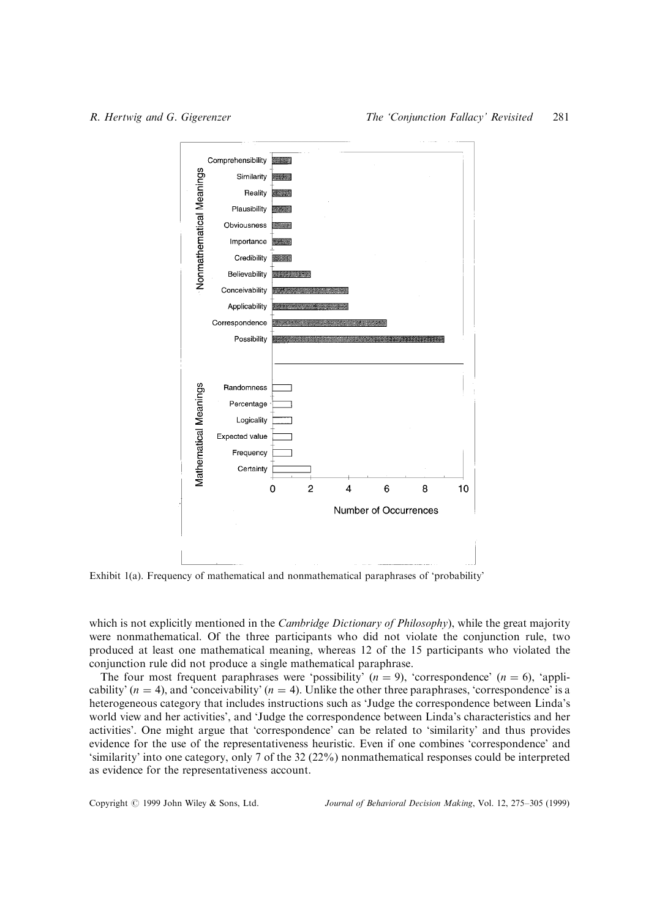Exhibit 1(a). Frequency of mathematical and nonmathematical paraphrases of 'probability'

which is not explicitly mentioned in the *Cambridge Dictionary of Philosophy*), while the great majority were nonmathematical. Of the three participants who did not violate the conjunction rule, two produced at least one mathematical meaning, whereas 12 of the 15 participants who violated the conjunction rule did not produce a single mathematical paraphrase.

The four most frequent paraphrases were 'possibility' ($n = 9$), 'correspondence' ($n = 6$), 'applicability' ($n = 4$), and 'conceivability' ($n = 4$). Unlike the other three paraphrases, 'correspondence' is a heterogeneous category that includes instructions such as 'Judge the correspondence between Linda's world view and her activities', and 'Judge the correspondence between Linda's characteristics and her activities'. One might argue that 'correspondence' can be related to 'similarity' and thus provides evidence for the use of the representativeness heuristic. Even if one combines 'correspondence' and 'similarity' into one category, only 7 of the 32 (22%) nonmathematical responses could be interpreted as evidence for the representativeness account.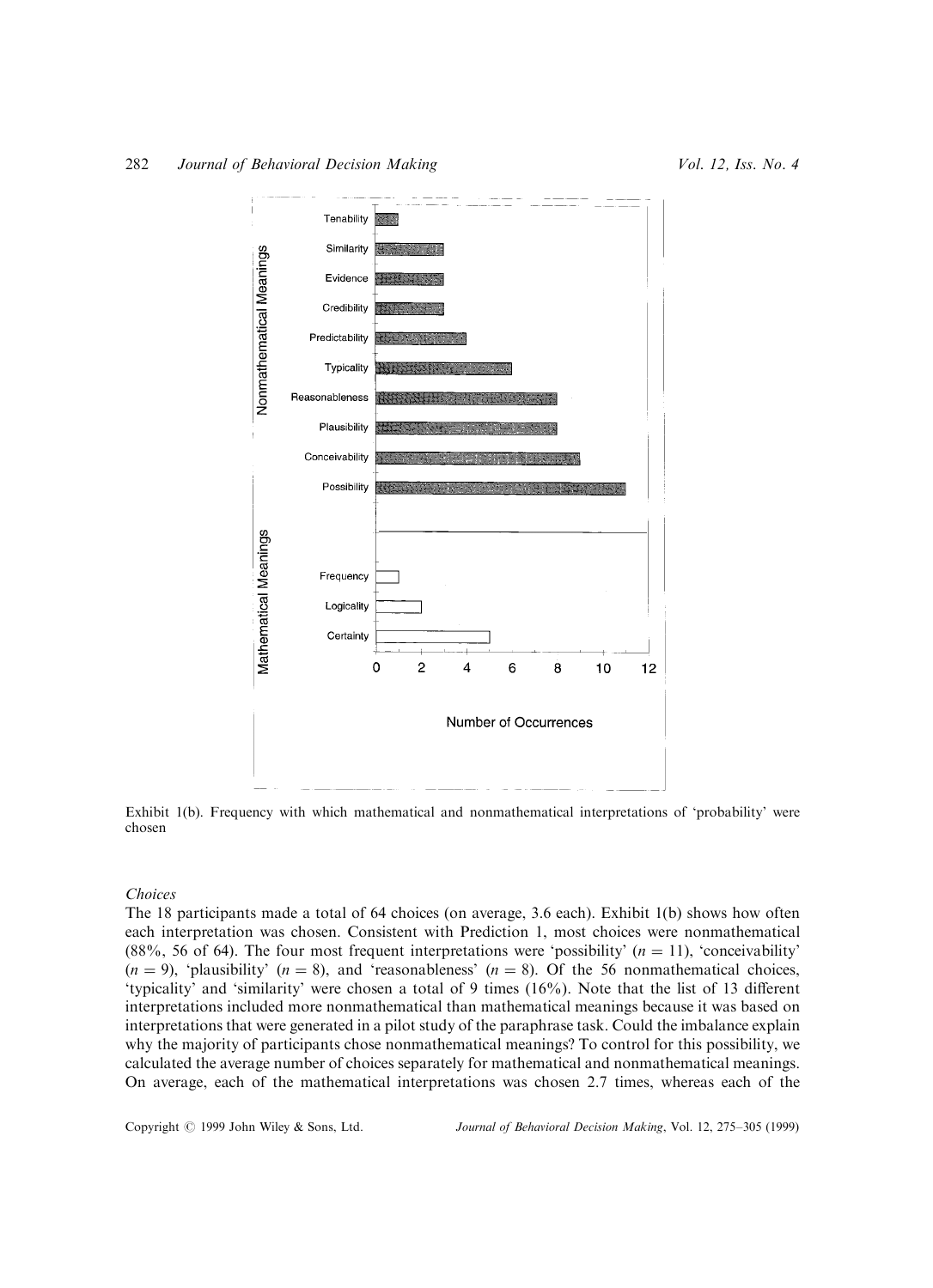Exhibit 1(b). Frequency with which mathematical and nonmathematical interpretations of 'probability' were chosen

*Choices*

The 18 participants made a total of 64 choices (on average, 3.6 each). Exhibit 1(b) shows how often each interpretation was chosen. Consistent with Prediction 1, most choices were nonmathematical (88%, 56 of 64). The four most frequent interpretations were 'possibility' ($n = 11$), 'conceivability' ($n = 9$), 'plausibility' ($n = 8$), and 'reasonableness' ($n = 8$). Of the 56 nonmathematical choices, 'typicality' and 'similarity' were chosen a total of 9 times (16%). Note that the list of 13 different interpretations included more nonmathematical than mathematical meanings because it was based on interpretations that were generated in a pilot study of the paraphrase task. Could the imbalance explain why the majority of participants chose nonmathematical meanings? To control for this possibility, we calculated the average number of choices separately for mathematical and nonmathematical meanings. On average, each of the mathematical interpretations was chosen 2.7 times, whereas each of the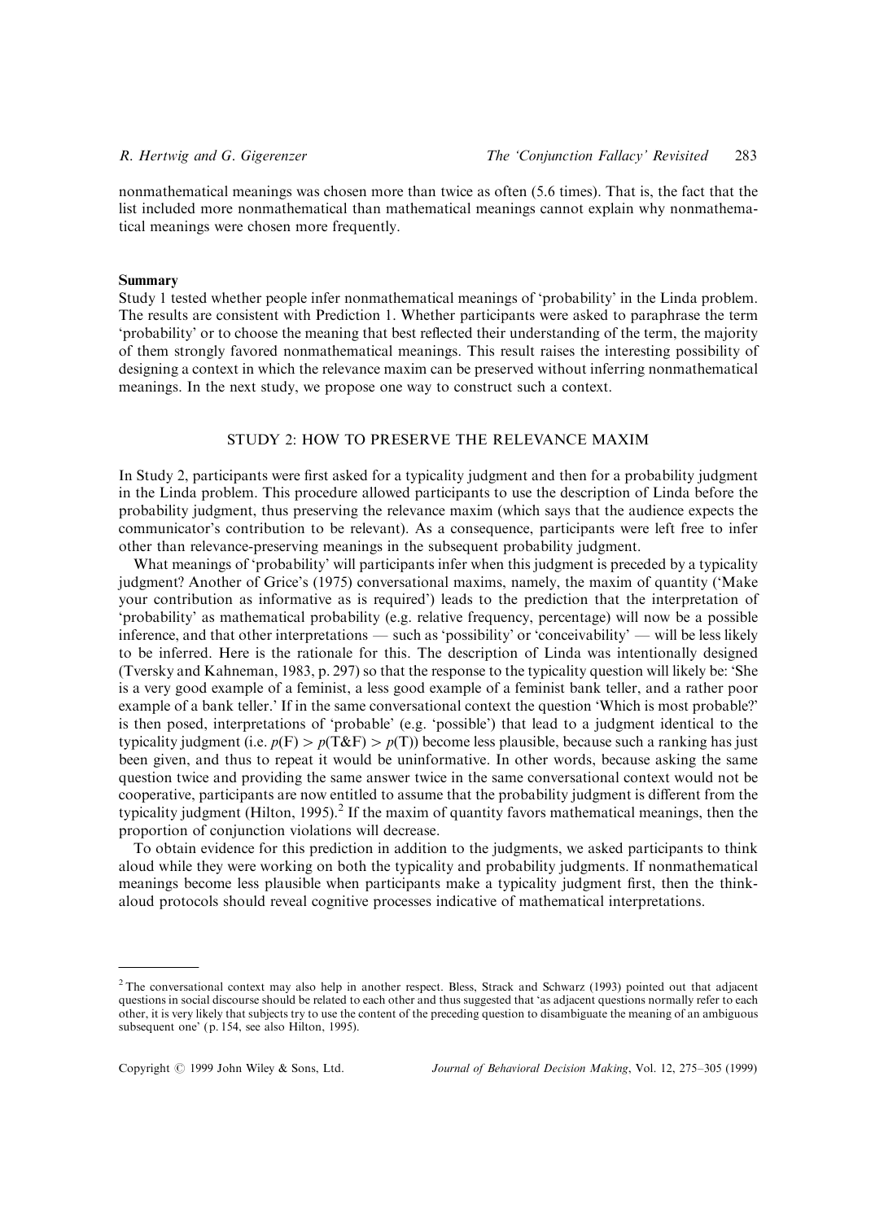nonmathematical meanings was chosen more than twice as often (5.6 times). That is, the fact that the list included more nonmathematical than mathematical meanings cannot explain why nonmathematical meanings were chosen more frequently.

**Summary**

Study 1 tested whether people infer nonmathematical meanings of 'probability' in the Linda problem. The results are consistent with Prediction 1. Whether participants were asked to paraphrase the term 'probability' or to choose the meaning that best reflected their understanding of the term, the majority of them strongly favored nonmathematical meanings. This result raises the interesting possibility of designing a context in which the relevance maxim can be preserved without inferring nonmathematical meanings. In the next study, we propose one way to construct such a context.

## STUDY 2: HOW TO PRESERVE THE RELEVANCE MAXIM

In Study 2, participants were first asked for a typicality judgment and then for a probability judgment in the Linda problem. This procedure allowed participants to use the description of Linda before the probability judgment, thus preserving the relevance maxim (which says that the audience expects the communicator's contribution to be relevant). As a consequence, participants were left free to infer other than relevance-preserving meanings in the subsequent probability judgment.

What meanings of 'probability' will participants infer when this judgment is preceded by a typicality judgment? Another of Grice's (1975) conversational maxims, namely, the maxim of quantity ('Make your contribution as informative as is required') leads to the prediction that the interpretation of 'probability' as mathematical probability (e.g. relative frequency, percentage) will now be a possible inference, and that other interpretations — such as 'possibility' or 'conceivability' — will be less likely to be inferred. Here is the rationale for this. The description of Linda was intentionally designed (Tversky and Kahneman, 1983, p. 297) so that the response to the typicality question will likely be: 'She is a very good example of a feminist, a less good example of a feminist bank teller, and a rather poor example of a bank teller.' If in the same conversational context the question 'Which is most probable?' is then posed, interpretations of 'probable' (e.g. 'possible') that lead to a judgment identical to the typicality judgment (i.e. $p(\text{F}) > p(\text{T\&F}) > p(\text{T})$) become less plausible, because such a ranking has just been given, and thus to repeat it would be uninformative. In other words, because asking the same question twice and providing the same answer twice in the same conversational context would not be cooperative, participants are now entitled to assume that the probability judgment is different from the typicality judgment (Hilton, 1995).[2] If the maxim of quantity favors mathematical meanings, then the proportion of conjunction violations will decrease.

To obtain evidence for this prediction in addition to the judgments, we asked participants to think aloud while they were working on both the typicality and probability judgments. If nonmathematical meanings become less plausible when participants make a typicality judgment first, then the think-aloud protocols should reveal cognitive processes indicative of mathematical interpretations.

---

[2] The conversational context may also help in another respect. Bless, Strack and Schwarz (1993) pointed out that adjacent questions in social discourse should be related to each other and thus suggested that 'as adjacent questions normally refer to each other, it is very likely that subjects try to use the content of the preceding question to disambiguate the meaning of an ambiguous subsequent one' (p. 154, see also Hilton, 1995).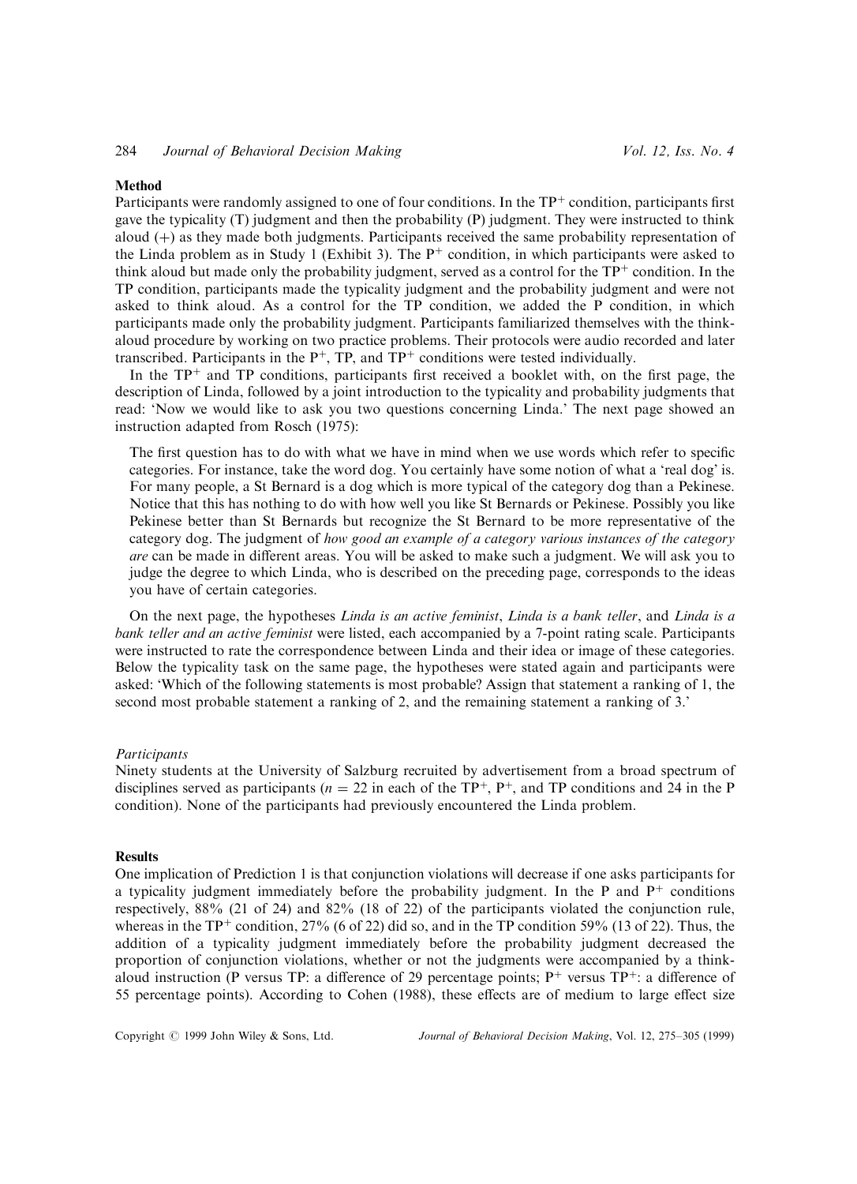### Method

Participants were randomly assigned to one of four conditions. In the $TP^+$ condition, participants first gave the typicality (T) judgment and then the probability (P) judgment. They were instructed to think aloud (+) as they made both judgments. Participants received the same probability representation of the Linda problem as in Study 1 (Exhibit 3). The $P^+$ condition, in which participants were asked to think aloud but made only the probability judgment, served as a control for the $TP^+$ condition. In the TP condition, participants made the typicality judgment and the probability judgment and were not asked to think aloud. As a control for the TP condition, we added the P condition, in which participants made only the probability judgment. Participants familiarized themselves with the think-aloud procedure by working on two practice problems. Their protocols were audio recorded and later transcribed. Participants in the $P^+$, TP, and $TP^+$ conditions were tested individually.

In the $TP^+$ and TP conditions, participants first received a booklet with, on the first page, the description of Linda, followed by a joint introduction to the typicality and probability judgments that read: 'Now we would like to ask you two questions concerning Linda.' The next page showed an instruction adapted from Rosch (1975):

> The first question has to do with what we have in mind when we use words which refer to specific categories. For instance, take the word dog. You certainly have some notion of what a 'real dog' is. For many people, a St Bernard is a dog which is more typical of the category dog than a Pekinese. Notice that this has nothing to do with how well you like St Bernards or Pekinese. Possibly you like Pekinese better than St Bernards but recognize the St Bernard to be more representative of the category dog. The judgment of *how good an example of a category various instances of the category are* can be made in different areas. You will be asked to make such a judgment. We will ask you to judge the degree to which Linda, who is described on the preceding page, corresponds to the ideas you have of certain categories.

On the next page, the hypotheses *Linda is an active feminist*, *Linda is a bank teller*, and *Linda is a bank teller and an active feminist* were listed, each accompanied by a 7-point rating scale. Participants were instructed to rate the correspondence between Linda and their idea or image of these categories. Below the typicality task on the same page, the hypotheses were stated again and participants were asked: 'Which of the following statements is most probable? Assign that statement a ranking of 1, the second most probable statement a ranking of 2, and the remaining statement a ranking of 3.'

#### *Participants*

Ninety students at the University of Salzburg recruited by advertisement from a broad spectrum of disciplines served as participants ($n = 22$ in each of the $TP^+$, $P^+$, and TP conditions and 24 in the P condition). None of the participants had previously encountered the Linda problem.

### Results

One implication of Prediction 1 is that conjunction violations will decrease if one asks participants for a typicality judgment immediately before the probability judgment. In the P and $P^+$ conditions respectively, 88% (21 of 24) and 82% (18 of 22) of the participants violated the conjunction rule, whereas in the $TP^+$ condition, 27% (6 of 22) did so, and in the TP condition 59% (13 of 22). Thus, the addition of a typicality judgment immediately before the probability judgment decreased the proportion of conjunction violations, whether or not the judgments were accompanied by a think-aloud instruction (P versus TP: a difference of 29 percentage points; $P^+$ versus $TP^+$: a difference of 55 percentage points). According to Cohen (1988), these effects are of medium to large effect size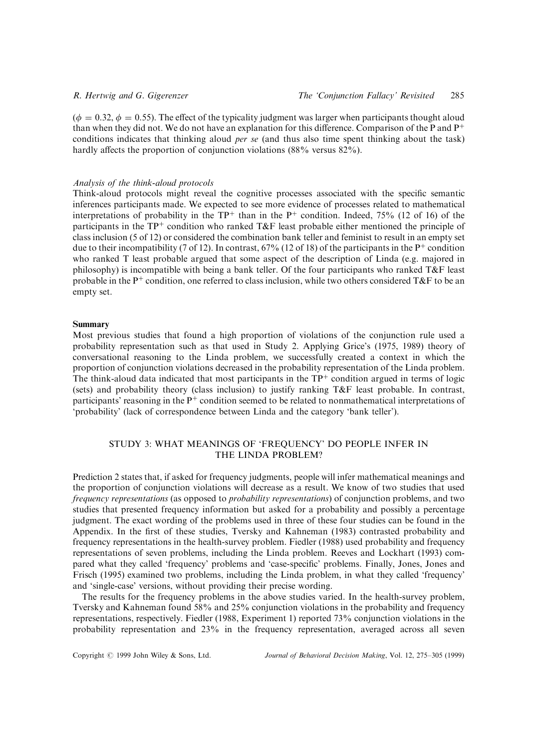($\phi = 0.32$, $\phi = 0.55$). The effect of the typicality judgment was larger when participants thought aloud than when they did not. We do not have an explanation for this difference. Comparison of the P and $P^+$ conditions indicates that thinking aloud *per se* (and thus also time spent thinking about the task) hardly affects the proportion of conjunction violations (88% versus 82%).

*Analysis of the think-aloud protocols*

Think-aloud protocols might reveal the cognitive processes associated with the specific semantic inferences participants made. We expected to see more evidence of processes related to mathematical interpretations of probability in the $TP^+$ than in the $P^+$ condition. Indeed, 75% (12 of 16) of the participants in the $TP^+$ condition who ranked T&F least probable either mentioned the principle of class inclusion (5 of 12) or considered the combination bank teller and feminist to result in an empty set due to their incompatibility (7 of 12). In contrast, 67% (12 of 18) of the participants in the $P^+$ condition who ranked T least probable argued that some aspect of the description of Linda (e.g. majored in philosophy) is incompatible with being a bank teller. Of the four participants who ranked T&F least probable in the $P^+$ condition, one referred to class inclusion, while two others considered T&F to be an empty set.

**Summary**

Most previous studies that found a high proportion of violations of the conjunction rule used a probability representation such as that used in Study 2. Applying Grice's (1975, 1989) theory of conversational reasoning to the Linda problem, we successfully created a context in which the proportion of conjunction violations decreased in the probability representation of the Linda problem. The think-aloud data indicated that most participants in the $TP^+$ condition argued in terms of logic (sets) and probability theory (class inclusion) to justify ranking T&F least probable. In contrast, participants' reasoning in the $P^+$ condition seemed to be related to nonmathematical interpretations of 'probability' (lack of correspondence between Linda and the category 'bank teller').

## STUDY 3: WHAT MEANINGS OF 'FREQUENCY' DO PEOPLE INFER IN THE LINDA PROBLEM?

Prediction 2 states that, if asked for frequency judgments, people will infer mathematical meanings and the proportion of conjunction violations will decrease as a result. We know of two studies that used *frequency representations* (as opposed to *probability representations*) of conjunction problems, and two studies that presented frequency information but asked for a probability and possibly a percentage judgment. The exact wording of the problems used in three of these four studies can be found in the Appendix. In the first of these studies, Tversky and Kahneman (1983) contrasted probability and frequency representations in the health-survey problem. Fiedler (1988) used probability and frequency representations of seven problems, including the Linda problem. Reeves and Lockhart (1993) compared what they called 'frequency' problems and 'case-specific' problems. Finally, Jones, Jones and Frisch (1995) examined two problems, including the Linda problem, in what they called 'frequency' and 'single-case' versions, without providing their precise wording.

The results for the frequency problems in the above studies varied. In the health-survey problem, Tversky and Kahneman found 58% and 25% conjunction violations in the probability and frequency representations, respectively. Fiedler (1988, Experiment 1) reported 73% conjunction violations in the probability representation and 23% in the frequency representation, averaged across all seven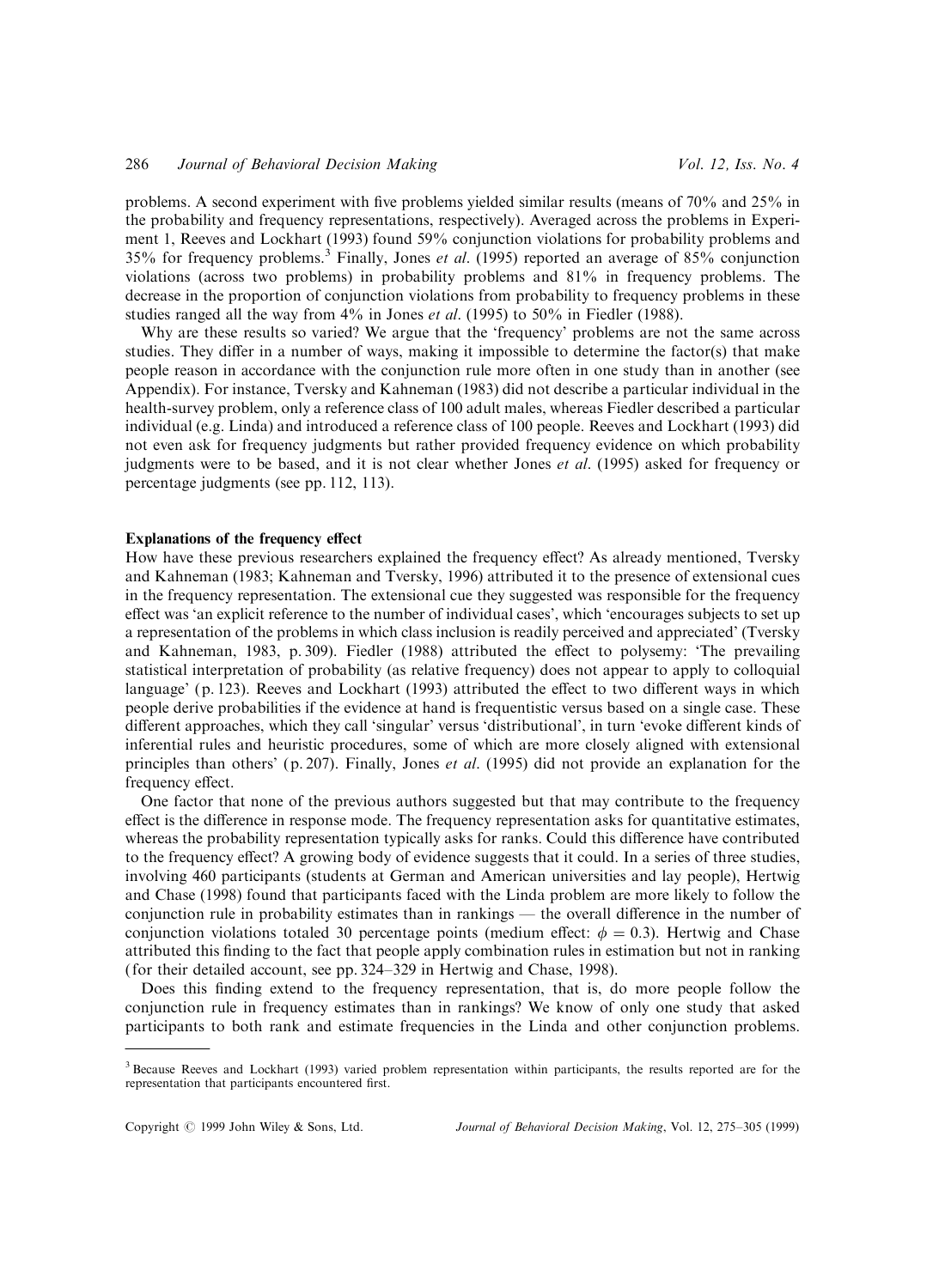problems. A second experiment with five problems yielded similar results (means of 70% and 25% in the probability and frequency representations, respectively). Averaged across the problems in Experiment 1, Reeves and Lockhart (1993) found 59% conjunction violations for probability problems and 35% for frequency problems.[3] Finally, Jones *et al*. (1995) reported an average of 85% conjunction violations (across two problems) in probability problems and 81% in frequency problems. The decrease in the proportion of conjunction violations from probability to frequency problems in these studies ranged all the way from 4% in Jones *et al*. (1995) to 50% in Fiedler (1988).

Why are these results so varied? We argue that the 'frequency' problems are not the same across studies. They differ in a number of ways, making it impossible to determine the factor(s) that make people reason in accordance with the conjunction rule more often in one study than in another (see Appendix). For instance, Tversky and Kahneman (1983) did not describe a particular individual in the health-survey problem, only a reference class of 100 adult males, whereas Fiedler described a particular individual (e.g. Linda) and introduced a reference class of 100 people. Reeves and Lockhart (1993) did not even ask for frequency judgments but rather provided frequency evidence on which probability judgments were to be based, and it is not clear whether Jones *et al*. (1995) asked for frequency or percentage judgments (see pp. 112, 113).

### Explanations of the frequency effect

How have these previous researchers explained the frequency effect? As already mentioned, Tversky and Kahneman (1983; Kahneman and Tversky, 1996) attributed it to the presence of extensional cues in the frequency representation. The extensional cue they suggested was responsible for the frequency effect was 'an explicit reference to the number of individual cases', which 'encourages subjects to set up a representation of the problems in which class inclusion is readily perceived and appreciated' (Tversky and Kahneman, 1983, p. 309). Fiedler (1988) attributed the effect to polysemy: 'The prevailing statistical interpretation of probability (as relative frequency) does not appear to apply to colloquial language' (p. 123). Reeves and Lockhart (1993) attributed the effect to two different ways in which people derive probabilities if the evidence at hand is frequentistic versus based on a single case. These different approaches, which they call 'singular' versus 'distributional', in turn 'evoke different kinds of inferential rules and heuristic procedures, some of which are more closely aligned with extensional principles than others' (p. 207). Finally, Jones *et al*. (1995) did not provide an explanation for the frequency effect.

One factor that none of the previous authors suggested but that may contribute to the frequency effect is the difference in response mode. The frequency representation asks for quantitative estimates, whereas the probability representation typically asks for ranks. Could this difference have contributed to the frequency effect? A growing body of evidence suggests that it could. In a series of three studies, involving 460 participants (students at German and American universities and lay people), Hertwig and Chase (1998) found that participants faced with the Linda problem are more likely to follow the conjunction rule in probability estimates than in rankings — the overall difference in the number of conjunction violations totaled 30 percentage points (medium effect: $\phi = 0.3$). Hertwig and Chase attributed this finding to the fact that people apply combination rules in estimation but not in ranking (for their detailed account, see pp. 324–329 in Hertwig and Chase, 1998).

Does this finding extend to the frequency representation, that is, do more people follow the conjunction rule in frequency estimates than in rankings? We know of only one study that asked participants to both rank and estimate frequencies in the Linda and other conjunction problems.

---

[3] Because Reeves and Lockhart (1993) varied problem representation within participants, the results reported are for the representation that participants encountered first.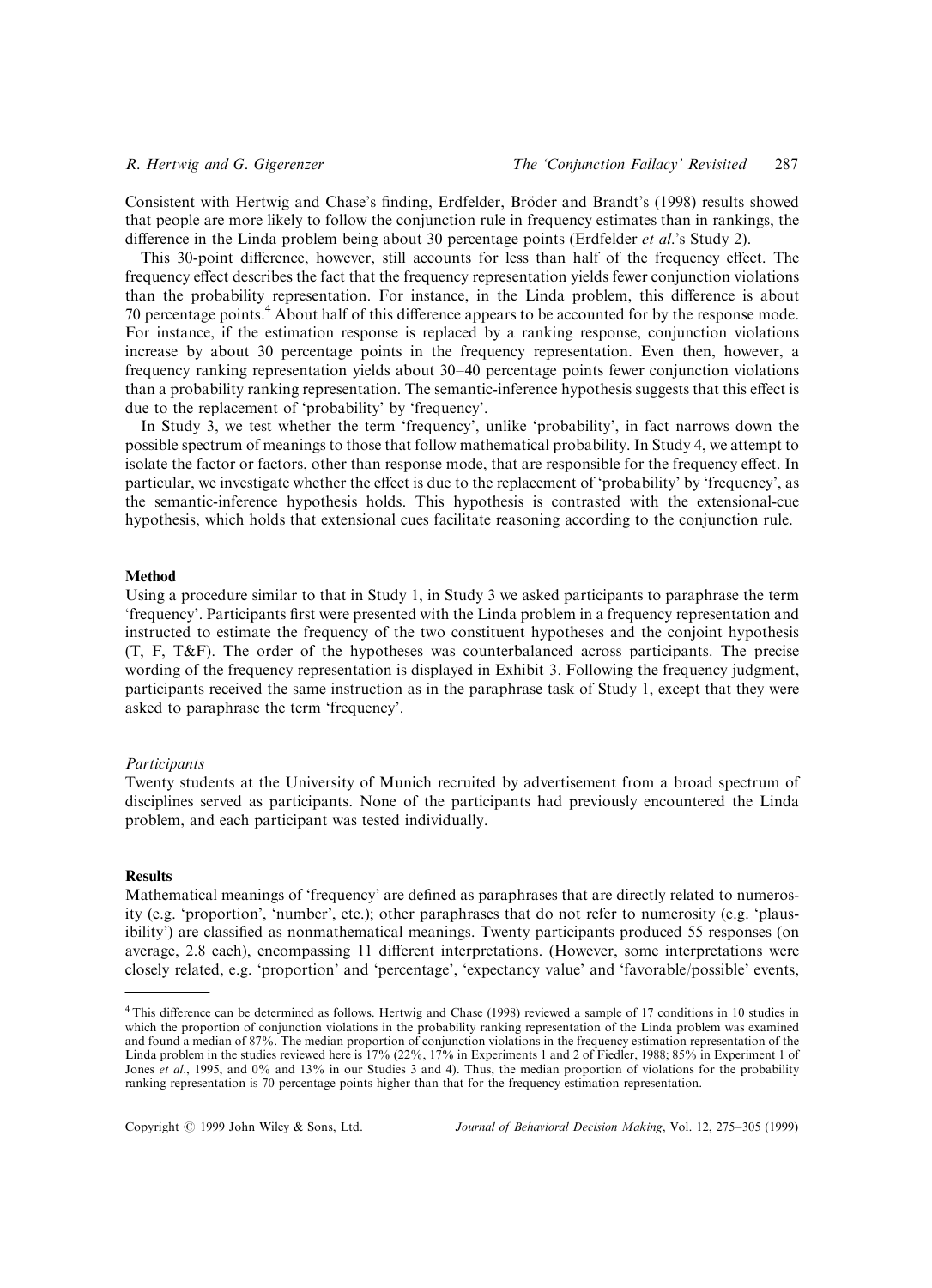Consistent with Hertwig and Chase's finding, Erdfelder, Bröder and Brandt's (1998) results showed that people are more likely to follow the conjunction rule in frequency estimates than in rankings, the difference in the Linda problem being about 30 percentage points (Erdfelder *et al*.'s Study 2).

This 30-point difference, however, still accounts for less than half of the frequency effect. The frequency effect describes the fact that the frequency representation yields fewer conjunction violations than the probability representation. For instance, in the Linda problem, this difference is about 70 percentage points.[4] About half of this difference appears to be accounted for by the response mode. For instance, if the estimation response is replaced by a ranking response, conjunction violations increase by about 30 percentage points in the frequency representation. Even then, however, a frequency ranking representation yields about 30–40 percentage points fewer conjunction violations than a probability ranking representation. The semantic-inference hypothesis suggests that this effect is due to the replacement of 'probability' by 'frequency'.

In Study 3, we test whether the term 'frequency', unlike 'probability', in fact narrows down the possible spectrum of meanings to those that follow mathematical probability. In Study 4, we attempt to isolate the factor or factors, other than response mode, that are responsible for the frequency effect. In particular, we investigate whether the effect is due to the replacement of 'probability' by 'frequency', as the semantic-inference hypothesis holds. This hypothesis is contrasted with the extensional-cue hypothesis, which holds that extensional cues facilitate reasoning according to the conjunction rule.

### Method

Using a procedure similar to that in Study 1, in Study 3 we asked participants to paraphrase the term 'frequency'. Participants first were presented with the Linda problem in a frequency representation and instructed to estimate the frequency of the two constituent hypotheses and the conjoint hypothesis (T, F, T&F). The order of the hypotheses was counterbalanced across participants. The precise wording of the frequency representation is displayed in Exhibit 3. Following the frequency judgment, participants received the same instruction as in the paraphrase task of Study 1, except that they were asked to paraphrase the term 'frequency'.

#### *Participants*

Twenty students at the University of Munich recruited by advertisement from a broad spectrum of disciplines served as participants. None of the participants had previously encountered the Linda problem, and each participant was tested individually.

### Results

Mathematical meanings of 'frequency' are defined as paraphrases that are directly related to numerosity (e.g. 'proportion', 'number', etc.); other paraphrases that do not refer to numerosity (e.g. 'plausibility') are classified as nonmathematical meanings. Twenty participants produced 55 responses (on average, 2.8 each), encompassing 11 different interpretations. (However, some interpretations were closely related, e.g. 'proportion' and 'percentage', 'expectancy value' and 'favorable/possible' events,

---

[4] This difference can be determined as follows. Hertwig and Chase (1998) reviewed a sample of 17 conditions in 10 studies in which the proportion of conjunction violations in the probability ranking representation of the Linda problem was examined and found a median of 87%. The median proportion of conjunction violations in the frequency estimation representation of the Linda problem in the studies reviewed here is 17% (22%, 17% in Experiments 1 and 2 of Fiedler, 1988; 85% in Experiment 1 of Jones *et al*., 1995, and 0% and 13% in our Studies 3 and 4). Thus, the median proportion of violations for the probability ranking representation is 70 percentage points higher than that for the frequency estimation representation.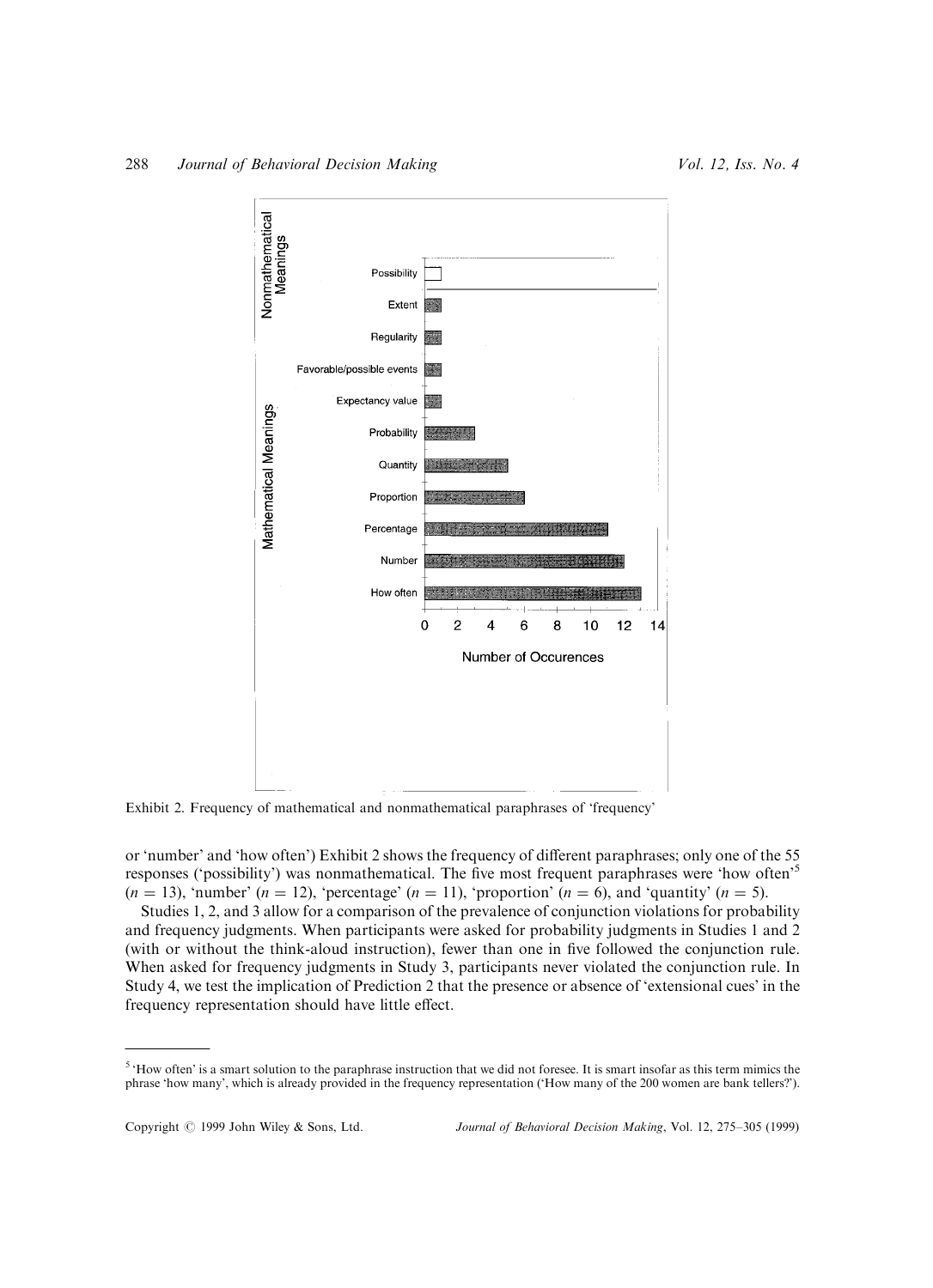Exhibit 2. Frequency of mathematical and nonmathematical paraphrases of 'frequency'

or 'number' and 'how often') Exhibit 2 shows the frequency of different paraphrases; only one of the 55 responses ('possibility') was nonmathematical. The five most frequent paraphrases were 'how often'[5] ($n = 13$), 'number' ($n = 12$), 'percentage' ($n = 11$), 'proportion' ($n = 6$), and 'quantity' ($n = 5$).

Studies 1, 2, and 3 allow for a comparison of the prevalence of conjunction violations for probability and frequency judgments. When participants were asked for probability judgments in Studies 1 and 2 (with or without the think-aloud instruction), fewer than one in five followed the conjunction rule. When asked for frequency judgments in Study 3, participants never violated the conjunction rule. In Study 4, we test the implication of Prediction 2 that the presence or absence of 'extensional cues' in the frequency representation should have little effect.

[5] 'How often' is a smart solution to the paraphrase instruction that we did not foresee. It is smart insofar as this term mimics the phrase 'how many', which is already provided in the frequency representation ('How many of the 200 women are bank tellers?').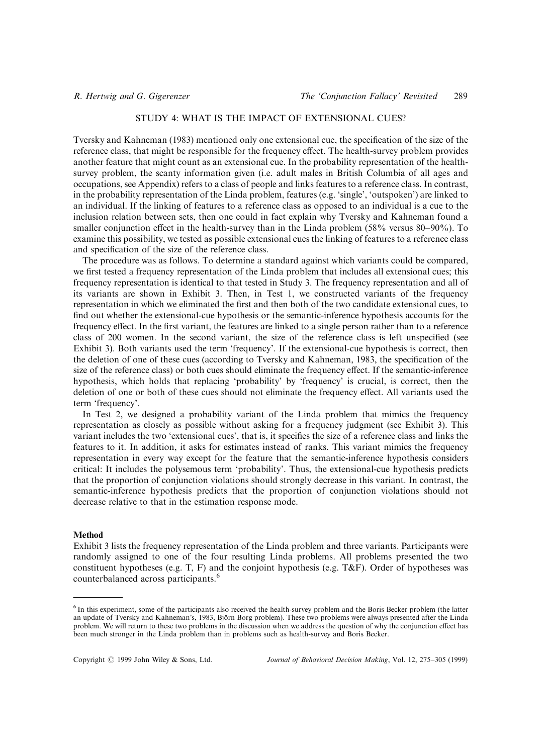## STUDY 4: WHAT IS THE IMPACT OF EXTENSIONAL CUES?

Tversky and Kahneman (1983) mentioned only one extensional cue, the specification of the size of the reference class, that might be responsible for the frequency effect. The health-survey problem provides another feature that might count as an extensional cue. In the probability representation of the health-survey problem, the scanty information given (i.e. adult males in British Columbia of all ages and occupations, see Appendix) refers to a class of people and links features to a reference class. In contrast, in the probability representation of the Linda problem, features (e.g. 'single', 'outspoken') are linked to an individual. If the linking of features to a reference class as opposed to an individual is a cue to the inclusion relation between sets, then one could in fact explain why Tversky and Kahneman found a smaller conjunction effect in the health-survey than in the Linda problem (58% versus 80–90%). To examine this possibility, we tested as possible extensional cues the linking of features to a reference class and specification of the size of the reference class.

The procedure was as follows. To determine a standard against which variants could be compared, we first tested a frequency representation of the Linda problem that includes all extensional cues; this frequency representation is identical to that tested in Study 3. The frequency representation and all of its variants are shown in Exhibit 3. Then, in Test 1, we constructed variants of the frequency representation in which we eliminated the first and then both of the two candidate extensional cues, to find out whether the extensional-cue hypothesis or the semantic-inference hypothesis accounts for the frequency effect. In the first variant, the features are linked to a single person rather than to a reference class of 200 women. In the second variant, the size of the reference class is left unspecified (see Exhibit 3). Both variants used the term 'frequency'. If the extensional-cue hypothesis is correct, then the deletion of one of these cues (according to Tversky and Kahneman, 1983, the specification of the size of the reference class) or both cues should eliminate the frequency effect. If the semantic-inference hypothesis, which holds that replacing 'probability' by 'frequency' is crucial, is correct, then the deletion of one or both of these cues should not eliminate the frequency effect. All variants used the term 'frequency'.

In Test 2, we designed a probability variant of the Linda problem that mimics the frequency representation as closely as possible without asking for a frequency judgment (see Exhibit 3). This variant includes the two 'extensional cues', that is, it specifies the size of a reference class and links the features to it. In addition, it asks for estimates instead of ranks. This variant mimics the frequency representation in every way except for the feature that the semantic-inference hypothesis considers critical: It includes the polysemous term 'probability'. Thus, the extensional-cue hypothesis predicts that the proportion of conjunction violations should strongly decrease in this variant. In contrast, the semantic-inference hypothesis predicts that the proportion of conjunction violations should not decrease relative to that in the estimation response mode.

### Method

Exhibit 3 lists the frequency representation of the Linda problem and three variants. Participants were randomly assigned to one of the four resulting Linda problems. All problems presented the two constituent hypotheses (e.g. T, F) and the conjoint hypothesis (e.g. T&F). Order of hypotheses was counterbalanced across participants.[6]

---

[6] In this experiment, some of the participants also received the health-survey problem and the Boris Becker problem (the latter an update of Tversky and Kahneman's, 1983, Björn Borg problem). These two problems were always presented after the Linda problem. We will return to these two problems in the discussion when we address the question of why the conjunction effect has been much stronger in the Linda problem than in problems such as health-survey and Boris Becker.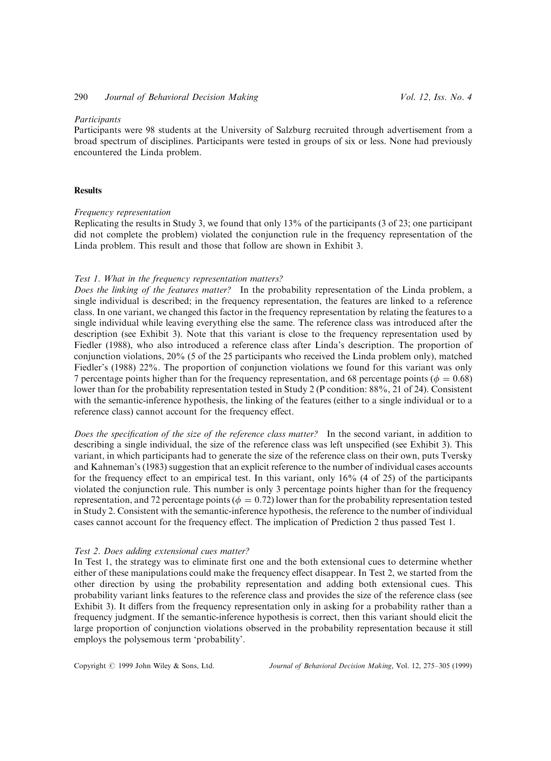*Participants*

Participants were 98 students at the University of Salzburg recruited through advertisement from a broad spectrum of disciplines. Participants were tested in groups of six or less. None had previously encountered the Linda problem.

## Results

*Frequency representation*

Replicating the results in Study 3, we found that only 13% of the participants (3 of 23; one participant did not complete the problem) violated the conjunction rule in the frequency representation of the Linda problem. This result and those that follow are shown in Exhibit 3.

*Test 1. What in the frequency representation matters?*

*Does the linking of the features matter?* In the probability representation of the Linda problem, a single individual is described; in the frequency representation, the features are linked to a reference class. In one variant, we changed this factor in the frequency representation by relating the features to a single individual while leaving everything else the same. The reference class was introduced after the description (see Exhibit 3). Note that this variant is close to the frequency representation used by Fiedler (1988), who also introduced a reference class after Linda's description. The proportion of conjunction violations, 20% (5 of the 25 participants who received the Linda problem only), matched Fiedler's (1988) 22%. The proportion of conjunction violations we found for this variant was only 7 percentage points higher than for the frequency representation, and 68 percentage points ($\phi = 0.68$) lower than for the probability representation tested in Study 2 (P condition: 88%, 21 of 24). Consistent with the semantic-inference hypothesis, the linking of the features (either to a single individual or to a reference class) cannot account for the frequency effect.

*Does the specification of the size of the reference class matter?* In the second variant, in addition to describing a single individual, the size of the reference class was left unspecified (see Exhibit 3). This variant, in which participants had to generate the size of the reference class on their own, puts Tversky and Kahneman's (1983) suggestion that an explicit reference to the number of individual cases accounts for the frequency effect to an empirical test. In this variant, only 16% (4 of 25) of the participants violated the conjunction rule. This number is only 3 percentage points higher than for the frequency representation, and 72 percentage points ($\phi = 0.72$) lower than for the probability representation tested in Study 2. Consistent with the semantic-inference hypothesis, the reference to the number of individual cases cannot account for the frequency effect. The implication of Prediction 2 thus passed Test 1.

*Test 2. Does adding extensional cues matter?*

In Test 1, the strategy was to eliminate first one and the both extensional cues to determine whether either of these manipulations could make the frequency effect disappear. In Test 2, we started from the other direction by using the probability representation and adding both extensional cues. This probability variant links features to the reference class and provides the size of the reference class (see Exhibit 3). It differs from the frequency representation only in asking for a probability rather than a frequency judgment. If the semantic-inference hypothesis is correct, then this variant should elicit the large proportion of conjunction violations observed in the probability representation because it still employs the polysemous term 'probability'.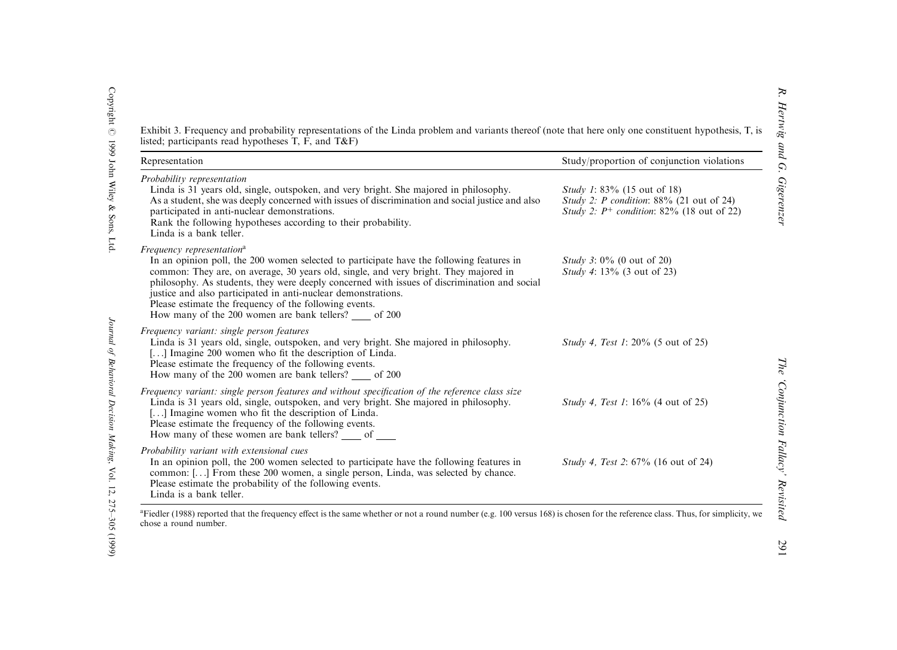Exhibit 3. Frequency and probability representations of the Linda problem and variants thereof (note that here only one constituent hypothesis, T, is listed; participants read hypotheses T, F, and T&F)

| Representation | Study/proportion of conjunction violations |
| --- | --- |
| *Probability representation*<br>Linda is 31 years old, single, outspoken, and very bright. She majored in philosophy. As a student, she was deeply concerned with issues of discrimination and social justice and also participated in anti-nuclear demonstrations.<br>Rank the following hypotheses according to their probability.<br>Linda is a bank teller. | *Study 1*: 83% (15 out of 18)<br>*Study 2: P condition*: 88% (21 out of 24)<br>*Study 2: $P^{+}$ condition*: 82% (18 out of 22) |
| *Frequency representation*[a]<br>In an opinion poll, the 200 women selected to participate have the following features in common: They are, on average, 30 years old, single, and very bright. They majored in philosophy. As students, they were deeply concerned with issues of discrimination and social justice and also participated in anti-nuclear demonstrations.<br>Please estimate the frequency of the following events.<br>How many of the 200 women are bank tellers? ____ of 200 | *Study 3*: 0% (0 out of 20)<br>*Study 4*: 13% (3 out of 23) |
| *Frequency variant: single person features*<br>Linda is 31 years old, single, outspoken, and very bright. She majored in philosophy. [...] Imagine 200 women who fit the description of Linda.<br>Please estimate the frequency of the following events.<br>How many of the 200 women are bank tellers? ____ of 200 | *Study 4, Test 1*: 20% (5 out of 25) |
| *Frequency variant: single person features and without specification of the reference class size*<br>Linda is 31 years old, single, outspoken, and very bright. She majored in philosophy. [...] Imagine women who fit the description of Linda.<br>Please estimate the frequency of the following events.<br>How many of these women are bank tellers? ____ of ____ | *Study 4, Test 1*: 16% (4 out of 25) |
| *Probability variant with extensional cues*<br>In an opinion poll, the 200 women selected to participate have the following features in common: [...] From these 200 women, a single person, Linda, was selected by chance.<br>Please estimate the probability of the following events.<br>Linda is a bank teller. | *Study 4, Test 2*: 67% (16 out of 24) |

[a]Fiedler (1988) reported that the frequency effect is the same whether or not a round number (e.g. 100 versus 168) is chosen for the reference class. Thus, for simplicity, we chose a round number.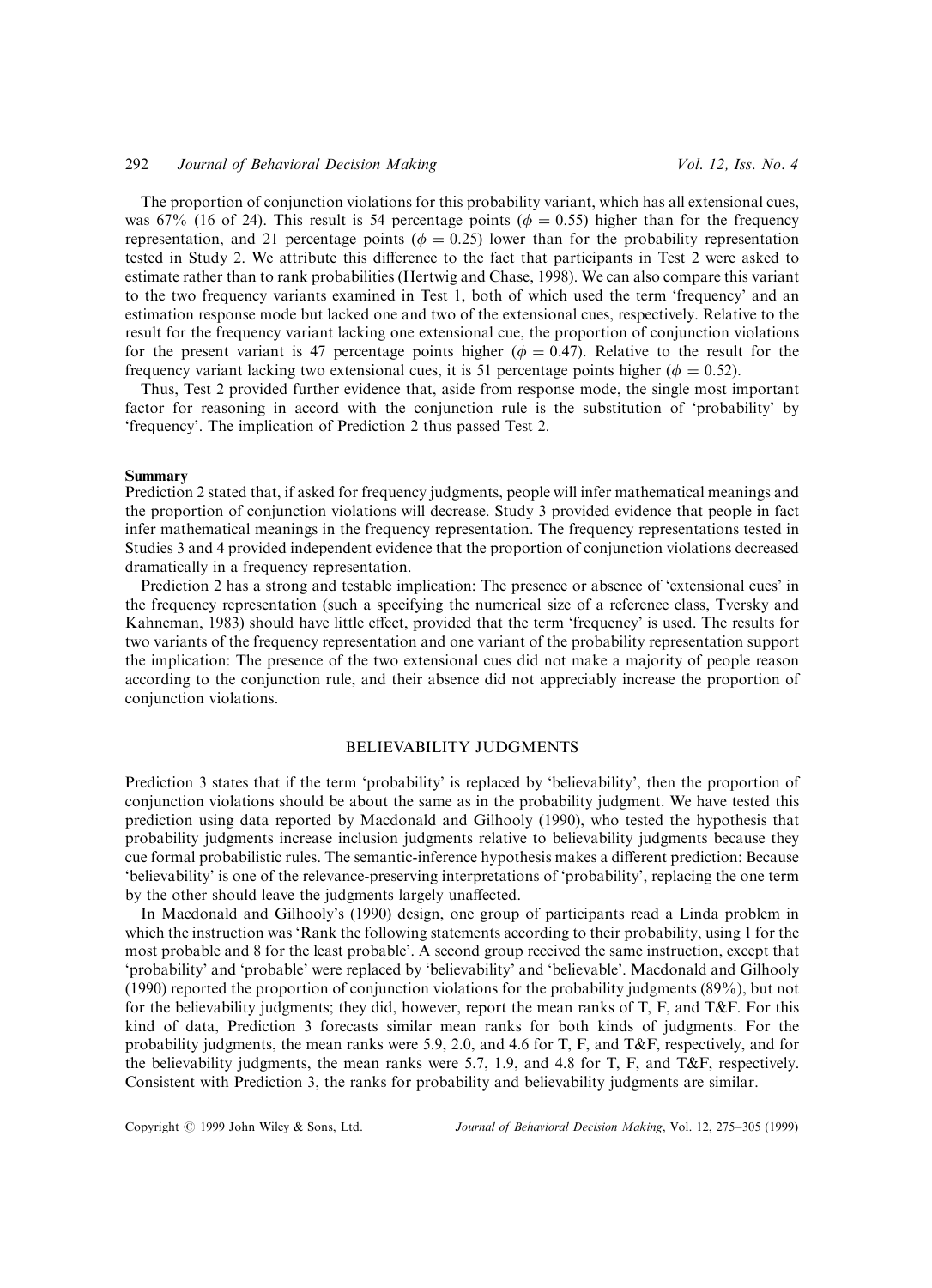The proportion of conjunction violations for this probability variant, which has all extensional cues, was 67% (16 of 24). This result is 54 percentage points ($\phi = 0.55$) higher than for the frequency representation, and 21 percentage points ($\phi = 0.25$) lower than for the probability representation tested in Study 2. We attribute this difference to the fact that participants in Test 2 were asked to estimate rather than to rank probabilities (Hertwig and Chase, 1998). We can also compare this variant to the two frequency variants examined in Test 1, both of which used the term 'frequency' and an estimation response mode but lacked one and two of the extensional cues, respectively. Relative to the result for the frequency variant lacking one extensional cue, the proportion of conjunction violations for the present variant is 47 percentage points higher ($\phi = 0.47$). Relative to the result for the frequency variant lacking two extensional cues, it is 51 percentage points higher ($\phi = 0.52$).

Thus, Test 2 provided further evidence that, aside from response mode, the single most important factor for reasoning in accord with the conjunction rule is the substitution of 'probability' by 'frequency'. The implication of Prediction 2 thus passed Test 2.

**Summary**

Prediction 2 stated that, if asked for frequency judgments, people will infer mathematical meanings and the proportion of conjunction violations will decrease. Study 3 provided evidence that people in fact infer mathematical meanings in the frequency representation. The frequency representations tested in Studies 3 and 4 provided independent evidence that the proportion of conjunction violations decreased dramatically in a frequency representation.

Prediction 2 has a strong and testable implication: The presence or absence of 'extensional cues' in the frequency representation (such a specifying the numerical size of a reference class, Tversky and Kahneman, 1983) should have little effect, provided that the term 'frequency' is used. The results for two variants of the frequency representation and one variant of the probability representation support the implication: The presence of the two extensional cues did not make a majority of people reason according to the conjunction rule, and their absence did not appreciably increase the proportion of conjunction violations.

## BELIEVABILITY JUDGMENTS

Prediction 3 states that if the term 'probability' is replaced by 'believability', then the proportion of conjunction violations should be about the same as in the probability judgment. We have tested this prediction using data reported by Macdonald and Gilhooly (1990), who tested the hypothesis that probability judgments increase inclusion judgments relative to believability judgments because they cue formal probabilistic rules. The semantic-inference hypothesis makes a different prediction: Because 'believability' is one of the relevance-preserving interpretations of 'probability', replacing the one term by the other should leave the judgments largely unaffected.

In Macdonald and Gilhooly's (1990) design, one group of participants read a Linda problem in which the instruction was 'Rank the following statements according to their probability, using 1 for the most probable and 8 for the least probable'. A second group received the same instruction, except that 'probability' and 'probable' were replaced by 'believability' and 'believable'. Macdonald and Gilhooly (1990) reported the proportion of conjunction violations for the probability judgments (89%), but not for the believability judgments; they did, however, report the mean ranks of T, F, and T&F. For this kind of data, Prediction 3 forecasts similar mean ranks for both kinds of judgments. For the probability judgments, the mean ranks were 5.9, 2.0, and 4.6 for T, F, and T&F, respectively, and for the believability judgments, the mean ranks were 5.7, 1.9, and 4.8 for T, F, and T&F, respectively. Consistent with Prediction 3, the ranks for probability and believability judgments are similar.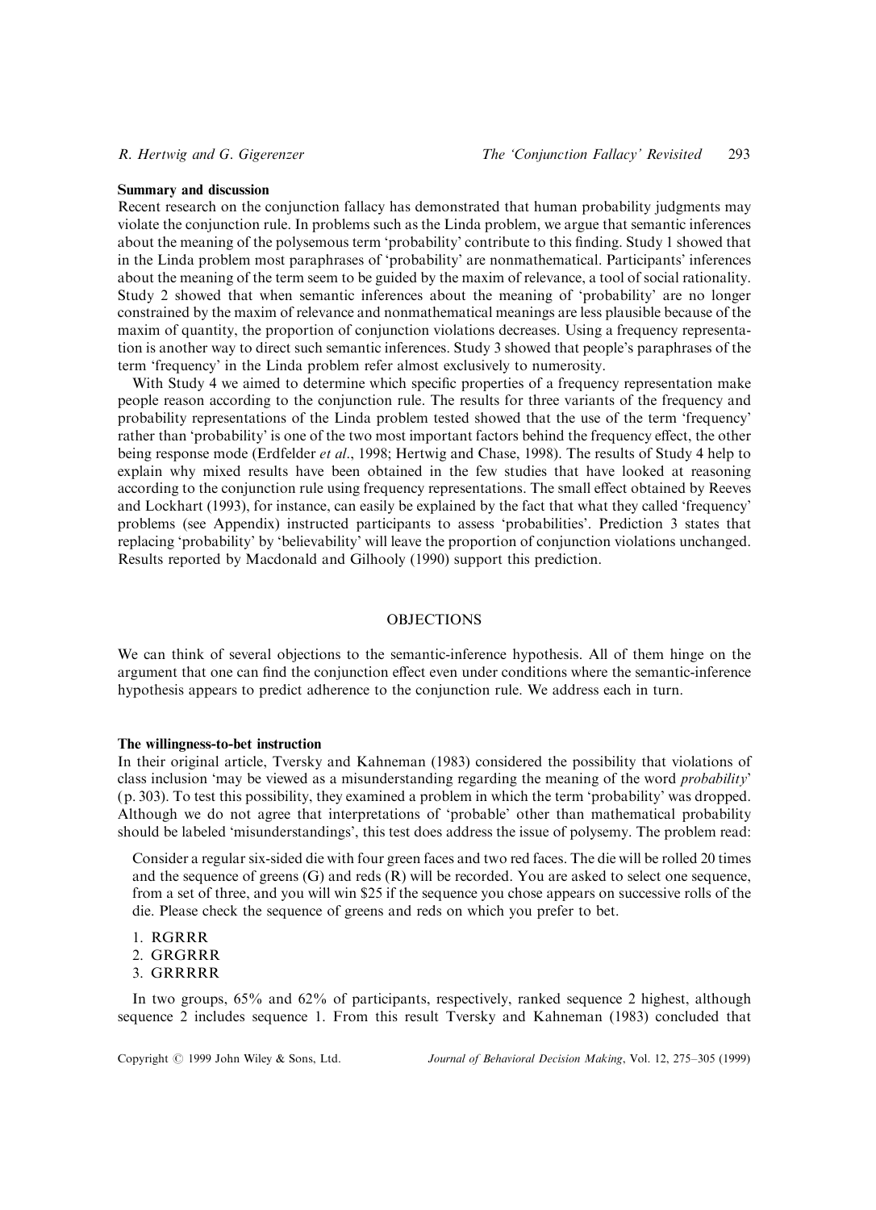**Summary and discussion**

Recent research on the conjunction fallacy has demonstrated that human probability judgments may violate the conjunction rule. In problems such as the Linda problem, we argue that semantic inferences about the meaning of the polysemous term 'probability' contribute to this finding. Study 1 showed that in the Linda problem most paraphrases of 'probability' are nonmathematical. Participants' inferences about the meaning of the term seem to be guided by the maxim of relevance, a tool of social rationality. Study 2 showed that when semantic inferences about the meaning of 'probability' are no longer constrained by the maxim of relevance and nonmathematical meanings are less plausible because of the maxim of quantity, the proportion of conjunction violations decreases. Using a frequency representation is another way to direct such semantic inferences. Study 3 showed that people's paraphrases of the term 'frequency' in the Linda problem refer almost exclusively to numerosity.

With Study 4 we aimed to determine which specific properties of a frequency representation make people reason according to the conjunction rule. The results for three variants of the frequency and probability representations of the Linda problem tested showed that the use of the term 'frequency' rather than 'probability' is one of the two most important factors behind the frequency effect, the other being response mode (Erdfelder *et al*., 1998; Hertwig and Chase, 1998). The results of Study 4 help to explain why mixed results have been obtained in the few studies that have looked at reasoning according to the conjunction rule using frequency representations. The small effect obtained by Reeves and Lockhart (1993), for instance, can easily be explained by the fact that what they called 'frequency' problems (see Appendix) instructed participants to assess 'probabilities'. Prediction 3 states that replacing 'probability' by 'believability' will leave the proportion of conjunction violations unchanged. Results reported by Macdonald and Gilhooly (1990) support this prediction.

## OBJECTIONS

We can think of several objections to the semantic-inference hypothesis. All of them hinge on the argument that one can find the conjunction effect even under conditions where the semantic-inference hypothesis appears to predict adherence to the conjunction rule. We address each in turn.

**The willingness-to-bet instruction**

In their original article, Tversky and Kahneman (1983) considered the possibility that violations of class inclusion 'may be viewed as a misunderstanding regarding the meaning of the word *probability*' (p. 303). To test this possibility, they examined a problem in which the term 'probability' was dropped. Although we do not agree that interpretations of 'probable' other than mathematical probability should be labeled 'misunderstandings', this test does address the issue of polysemy. The problem read:

> Consider a regular six-sided die with four green faces and two red faces. The die will be rolled 20 times and the sequence of greens (G) and reds (R) will be recorded. You are asked to select one sequence, from a set of three, and you will win $25 if the sequence you chose appears on successive rolls of the die. Please check the sequence of greens and reds on which you prefer to bet.
>
> 1. RGRRR
> 2. GRGRRR
> 3. GRRRRR

In two groups, 65% and 62% of participants, respectively, ranked sequence 2 highest, although sequence 2 includes sequence 1. From this result Tversky and Kahneman (1983) concluded that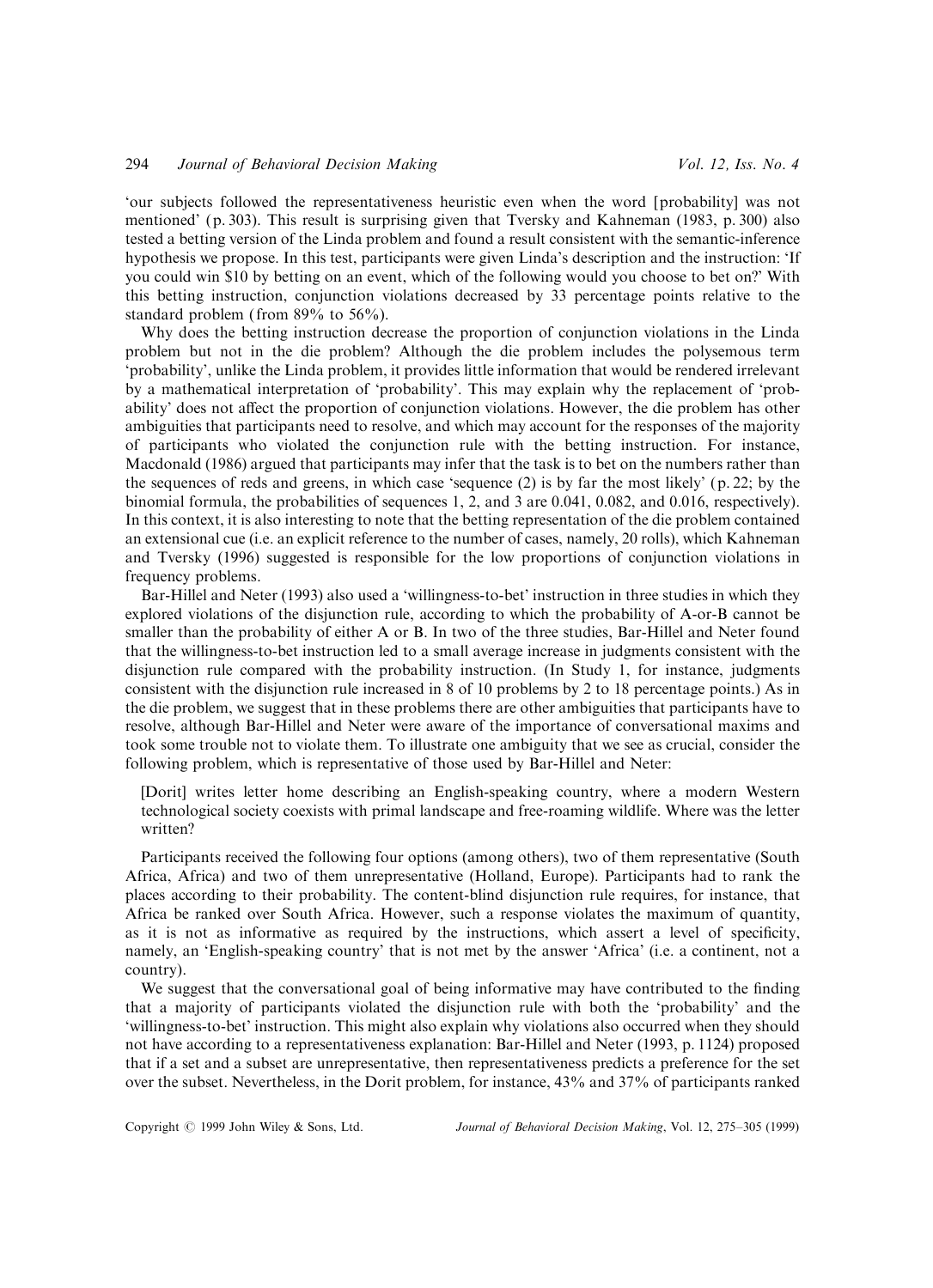'our subjects followed the representativeness heuristic even when the word [probability] was not mentioned' (p. 303). This result is surprising given that Tversky and Kahneman (1983, p. 300) also tested a betting version of the Linda problem and found a result consistent with the semantic-inference hypothesis we propose. In this test, participants were given Linda's description and the instruction: 'If you could win $10 by betting on an event, which of the following would you choose to bet on?' With this betting instruction, conjunction violations decreased by 33 percentage points relative to the standard problem (from 89% to 56%).

Why does the betting instruction decrease the proportion of conjunction violations in the Linda problem but not in the die problem? Although the die problem includes the polysemous term 'probability', unlike the Linda problem, it provides little information that would be rendered irrelevant by a mathematical interpretation of 'probability'. This may explain why the replacement of 'probability' does not affect the proportion of conjunction violations. However, the die problem has other ambiguities that participants need to resolve, and which may account for the responses of the majority of participants who violated the conjunction rule with the betting instruction. For instance, Macdonald (1986) argued that participants may infer that the task is to bet on the numbers rather than the sequences of reds and greens, in which case 'sequence (2) is by far the most likely' (p. 22; by the binomial formula, the probabilities of sequences 1, 2, and 3 are 0.041, 0.082, and 0.016, respectively). In this context, it is also interesting to note that the betting representation of the die problem contained an extensional cue (i.e. an explicit reference to the number of cases, namely, 20 rolls), which Kahneman and Tversky (1996) suggested is responsible for the low proportions of conjunction violations in frequency problems.

Bar-Hillel and Neter (1993) also used a 'willingness-to-bet' instruction in three studies in which they explored violations of the disjunction rule, according to which the probability of A-or-B cannot be smaller than the probability of either A or B. In two of the three studies, Bar-Hillel and Neter found that the willingness-to-bet instruction led to a small average increase in judgments consistent with the disjunction rule compared with the probability instruction. (In Study 1, for instance, judgments consistent with the disjunction rule increased in 8 of 10 problems by 2 to 18 percentage points.) As in the die problem, we suggest that in these problems there are other ambiguities that participants have to resolve, although Bar-Hillel and Neter were aware of the importance of conversational maxims and took some trouble not to violate them. To illustrate one ambiguity that we see as crucial, consider the following problem, which is representative of those used by Bar-Hillel and Neter:

> [Dorit] writes letter home describing an English-speaking country, where a modern Western technological society coexists with primal landscape and free-roaming wildlife. Where was the letter written?

Participants received the following four options (among others), two of them representative (South Africa, Africa) and two of them unrepresentative (Holland, Europe). Participants had to rank the places according to their probability. The content-blind disjunction rule requires, for instance, that Africa be ranked over South Africa. However, such a response violates the maximum of quantity, as it is not as informative as required by the instructions, which assert a level of specificity, namely, an 'English-speaking country' that is not met by the answer 'Africa' (i.e. a continent, not a country).

We suggest that the conversational goal of being informative may have contributed to the finding that a majority of participants violated the disjunction rule with both the 'probability' and the 'willingness-to-bet' instruction. This might also explain why violations also occurred when they should not have according to a representativeness explanation: Bar-Hillel and Neter (1993, p. 1124) proposed that if a set and a subset are unrepresentative, then representativeness predicts a preference for the set over the subset. Nevertheless, in the Dorit problem, for instance, 43% and 37% of participants ranked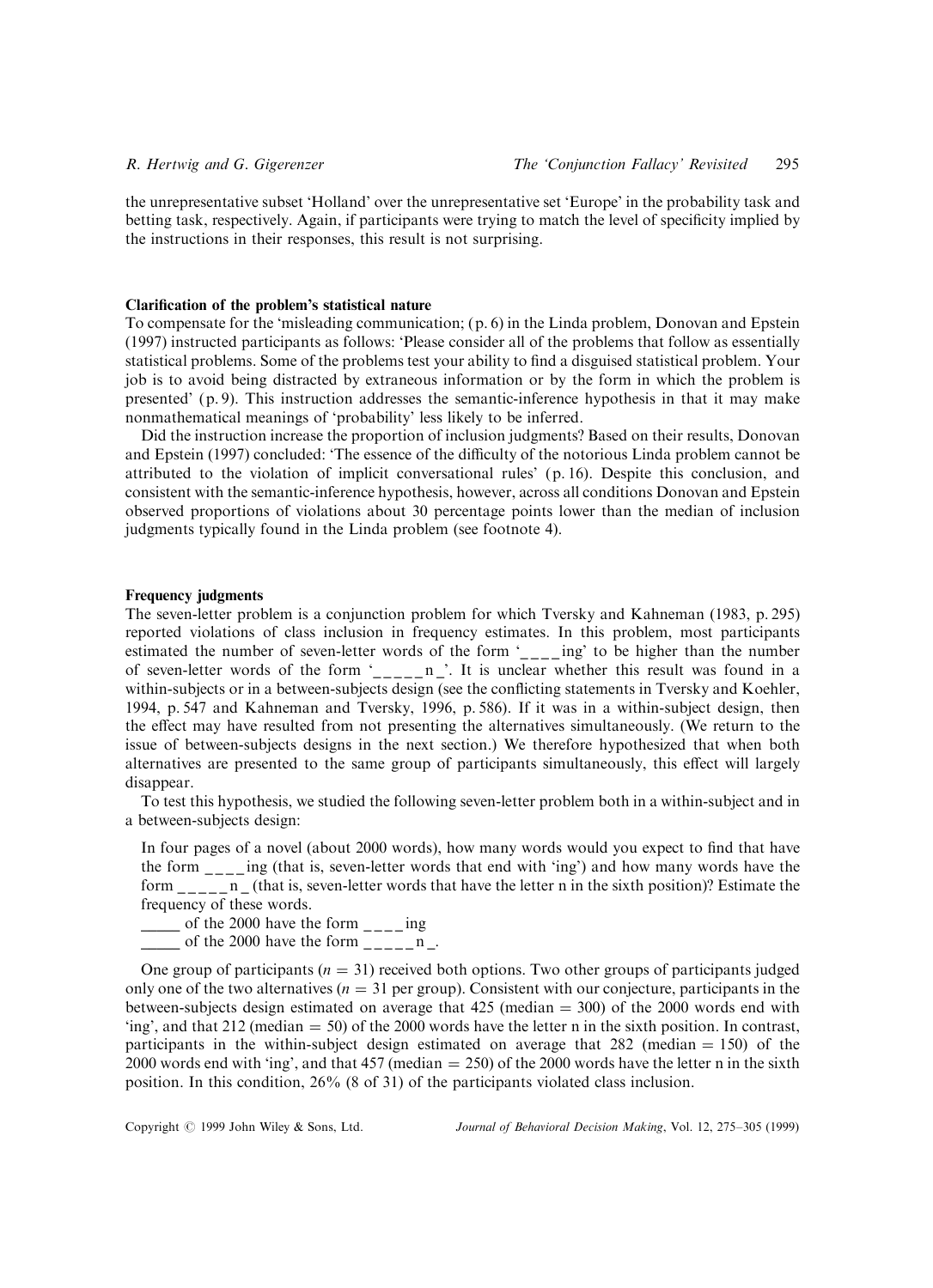the unrepresentative subset 'Holland' over the unrepresentative set 'Europe' in the probability task and betting task, respectively. Again, if participants were trying to match the level of specificity implied by the instructions in their responses, this result is not surprising.

### Clarification of the problem's statistical nature

To compensate for the 'misleading communication; (p. 6) in the Linda problem, Donovan and Epstein (1997) instructed participants as follows: 'Please consider all of the problems that follow as essentially statistical problems. Some of the problems test your ability to find a disguised statistical problem. Your job is to avoid being distracted by extraneous information or by the form in which the problem is presented' (p. 9). This instruction addresses the semantic-inference hypothesis in that it may make nonmathematical meanings of 'probability' less likely to be inferred.

Did the instruction increase the proportion of inclusion judgments? Based on their results, Donovan and Epstein (1997) concluded: 'The essence of the difficulty of the notorious Linda problem cannot be attributed to the violation of implicit conversational rules' (p. 16). Despite this conclusion, and consistent with the semantic-inference hypothesis, however, across all conditions Donovan and Epstein observed proportions of violations about 30 percentage points lower than the median of inclusion judgments typically found in the Linda problem (see footnote 4).

### Frequency judgments

The seven-letter problem is a conjunction problem for which Tversky and Kahneman (1983, p. 295) reported violations of class inclusion in frequency estimates. In this problem, most participants estimated the number of seven-letter words of the form '_ _ _ _ing' to be higher than the number of seven-letter words of the form '_ _ _ _ _n_'. It is unclear whether this result was found in a within-subjects or in a between-subjects design (see the conflicting statements in Tversky and Koehler, 1994, p. 547 and Kahneman and Tversky, 1996, p. 586). If it was in a within-subject design, then the effect may have resulted from not presenting the alternatives simultaneously. (We return to the issue of between-subjects designs in the next section.) We therefore hypothesized that when both alternatives are presented to the same group of participants simultaneously, this effect will largely disappear.

To test this hypothesis, we studied the following seven-letter problem both in a within-subject and in a between-subjects design:

> In four pages of a novel (about 2000 words), how many words would you expect to find that have the form _ _ _ _ing (that is, seven-letter words that end with 'ing') and how many words have the form _ _ _ _ _n_ (that is, seven-letter words that have the letter n in the sixth position)? Estimate the frequency of these words.
>
> _____ of the 2000 have the form _ _ _ _ing
>
> _____ of the 2000 have the form _ _ _ _ _n_.

One group of participants ($n = 31$) received both options. Two other groups of participants judged only one of the two alternatives ($n = 31$ per group). Consistent with our conjecture, participants in the between-subjects design estimated on average that 425 (median = 300) of the 2000 words end with 'ing', and that 212 (median = 50) of the 2000 words have the letter n in the sixth position. In contrast, participants in the within-subject design estimated on average that 282 (median = 150) of the 2000 words end with 'ing', and that 457 (median = 250) of the 2000 words have the letter n in the sixth position. In this condition, 26% (8 of 31) of the participants violated class inclusion.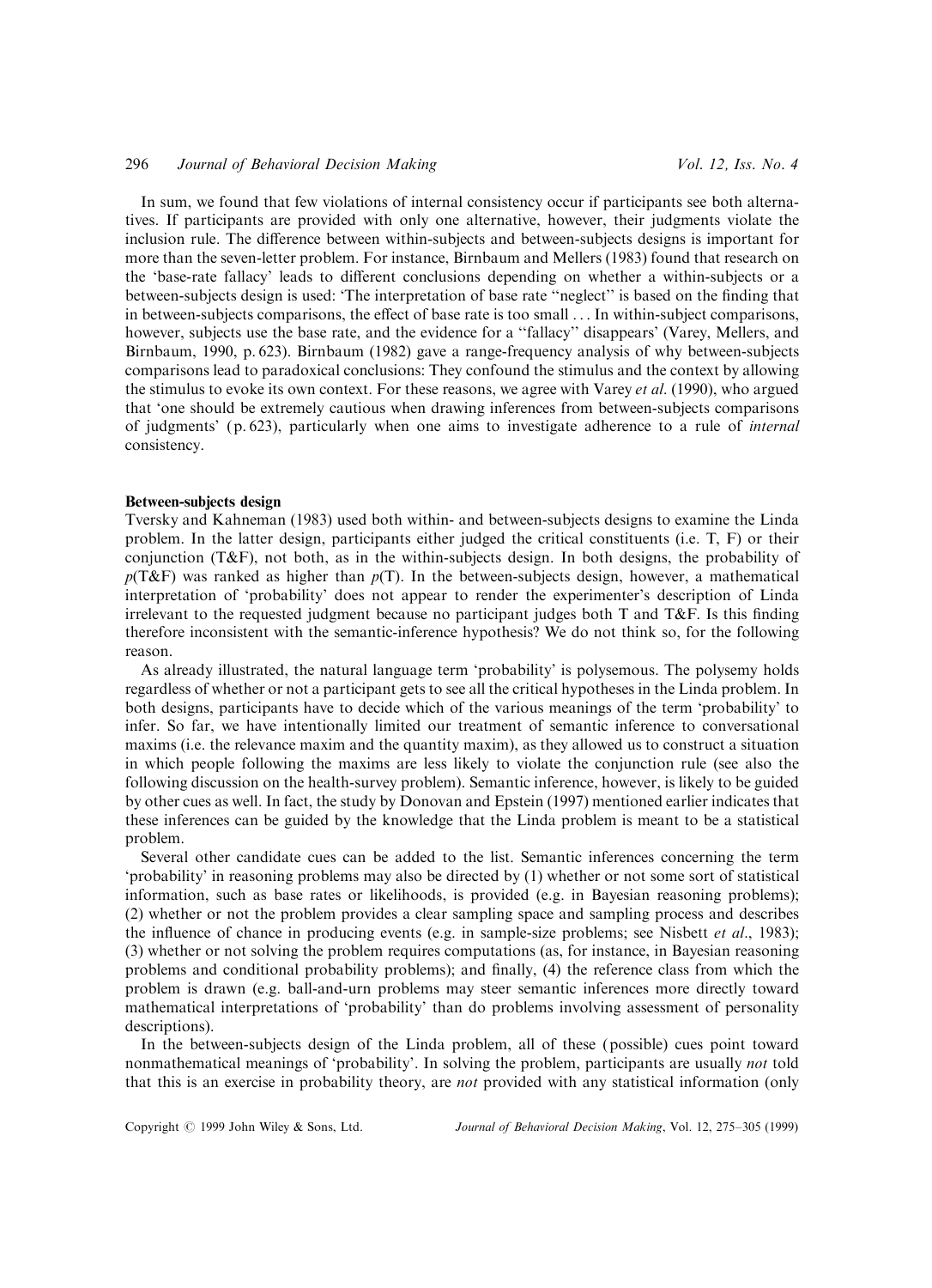In sum, we found that few violations of internal consistency occur if participants see both alternatives. If participants are provided with only one alternative, however, their judgments violate the inclusion rule. The difference between within-subjects and between-subjects designs is important for more than the seven-letter problem. For instance, Birnbaum and Mellers (1983) found that research on the 'base-rate fallacy' leads to different conclusions depending on whether a within-subjects or a between-subjects design is used: 'The interpretation of base rate "neglect" is based on the finding that in between-subjects comparisons, the effect of base rate is too small . . . In within-subject comparisons, however, subjects use the base rate, and the evidence for a "fallacy" disappears' (Varey, Mellers, and Birnbaum, 1990, p. 623). Birnbaum (1982) gave a range-frequency analysis of why between-subjects comparisons lead to paradoxical conclusions: They confound the stimulus and the context by allowing the stimulus to evoke its own context. For these reasons, we agree with Varey *et al.* (1990), who argued that 'one should be extremely cautious when drawing inferences from between-subjects comparisons of judgments' (p. 623), particularly when one aims to investigate adherence to a rule of *internal* consistency.

### Between-subjects design

Tversky and Kahneman (1983) used both within- and between-subjects designs to examine the Linda problem. In the latter design, participants either judged the critical constituents (i.e. T, F) or their conjunction (T&F), not both, as in the within-subjects design. In both designs, the probability of $p(\text{T\&F})$ was ranked as higher than $p(\text{T})$. In the between-subjects design, however, a mathematical interpretation of 'probability' does not appear to render the experimenter's description of Linda irrelevant to the requested judgment because no participant judges both T and T&F. Is this finding therefore inconsistent with the semantic-inference hypothesis? We do not think so, for the following reason.

As already illustrated, the natural language term 'probability' is polysemous. The polysemy holds regardless of whether or not a participant gets to see all the critical hypotheses in the Linda problem. In both designs, participants have to decide which of the various meanings of the term 'probability' to infer. So far, we have intentionally limited our treatment of semantic inference to conversational maxims (i.e. the relevance maxim and the quantity maxim), as they allowed us to construct a situation in which people following the maxims are less likely to violate the conjunction rule (see also the following discussion on the health-survey problem). Semantic inference, however, is likely to be guided by other cues as well. In fact, the study by Donovan and Epstein (1997) mentioned earlier indicates that these inferences can be guided by the knowledge that the Linda problem is meant to be a statistical problem.

Several other candidate cues can be added to the list. Semantic inferences concerning the term 'probability' in reasoning problems may also be directed by (1) whether or not some sort of statistical information, such as base rates or likelihoods, is provided (e.g. in Bayesian reasoning problems); (2) whether or not the problem provides a clear sampling space and sampling process and describes the influence of chance in producing events (e.g. in sample-size problems; see Nisbett *et al.*, 1983); (3) whether or not solving the problem requires computations (as, for instance, in Bayesian reasoning problems and conditional probability problems); and finally, (4) the reference class from which the problem is drawn (e.g. ball-and-urn problems may steer semantic inferences more directly toward mathematical interpretations of 'probability' than do problems involving assessment of personality descriptions).

In the between-subjects design of the Linda problem, all of these (possible) cues point toward nonmathematical meanings of 'probability'. In solving the problem, participants are usually *not* told that this is an exercise in probability theory, are *not* provided with any statistical information (only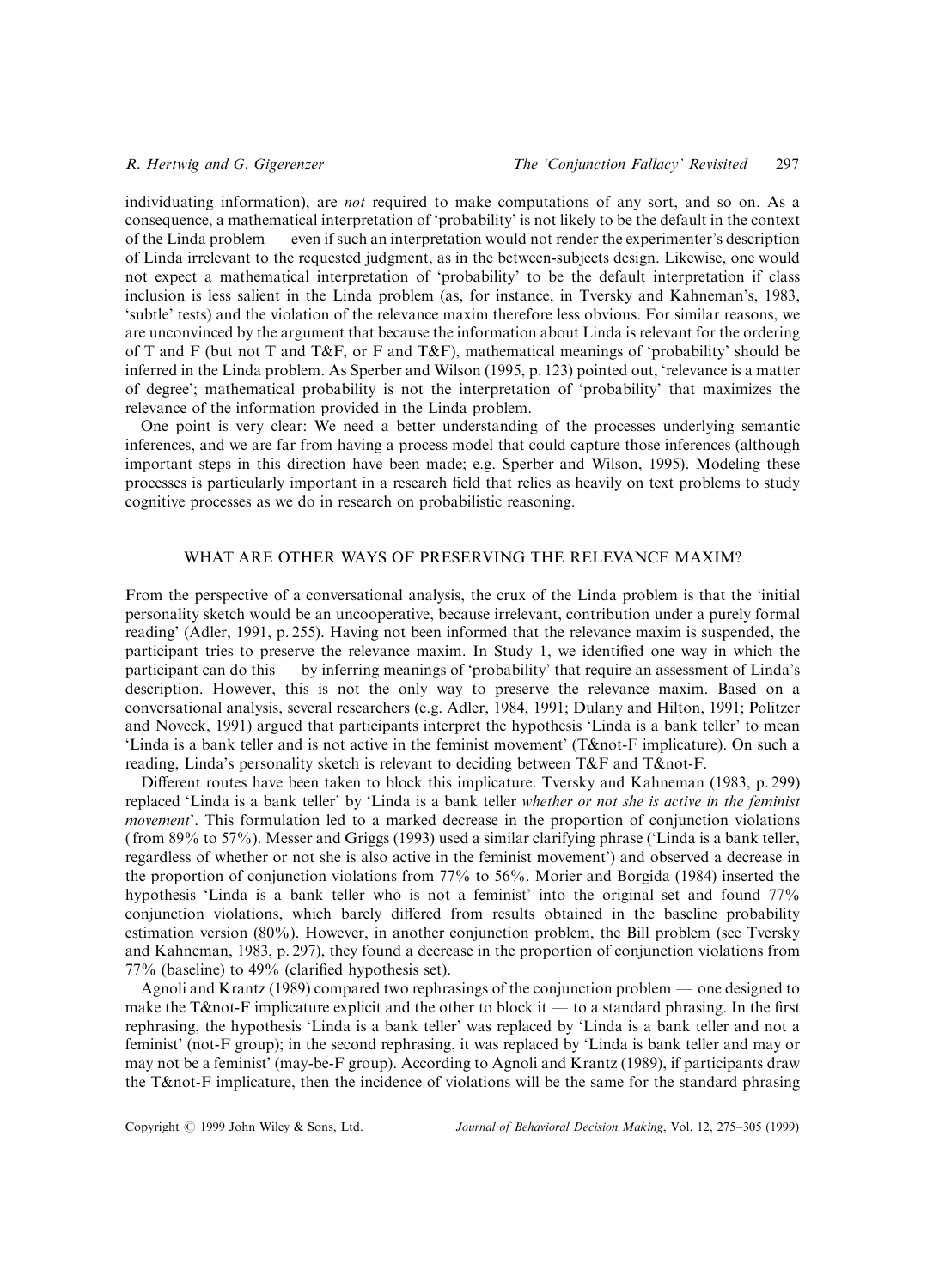individuating information), are *not* required to make computations of any sort, and so on. As a consequence, a mathematical interpretation of 'probability' is not likely to be the default in the context of the Linda problem — even if such an interpretation would not render the experimenter's description of Linda irrelevant to the requested judgment, as in the between-subjects design. Likewise, one would not expect a mathematical interpretation of 'probability' to be the default interpretation if class inclusion is less salient in the Linda problem (as, for instance, in Tversky and Kahneman's, 1983, 'subtle' tests) and the violation of the relevance maxim therefore less obvious. For similar reasons, we are unconvinced by the argument that because the information about Linda is relevant for the ordering of T and F (but not T and T&F, or F and T&F), mathematical meanings of 'probability' should be inferred in the Linda problem. As Sperber and Wilson (1995, p. 123) pointed out, 'relevance is a matter of degree'; mathematical probability is not the interpretation of 'probability' that maximizes the relevance of the information provided in the Linda problem.

One point is very clear: We need a better understanding of the processes underlying semantic inferences, and we are far from having a process model that could capture those inferences (although important steps in this direction have been made; e.g. Sperber and Wilson, 1995). Modeling these processes is particularly important in a research field that relies as heavily on text problems to study cognitive processes as we do in research on probabilistic reasoning.

## WHAT ARE OTHER WAYS OF PRESERVING THE RELEVANCE MAXIM?

From the perspective of a conversational analysis, the crux of the Linda problem is that the 'initial personality sketch would be an uncooperative, because irrelevant, contribution under a purely formal reading' (Adler, 1991, p. 255). Having not been informed that the relevance maxim is suspended, the participant tries to preserve the relevance maxim. In Study 1, we identified one way in which the participant can do this — by inferring meanings of 'probability' that require an assessment of Linda's description. However, this is not the only way to preserve the relevance maxim. Based on a conversational analysis, several researchers (e.g. Adler, 1984, 1991; Dulany and Hilton, 1991; Politzer and Noveck, 1991) argued that participants interpret the hypothesis 'Linda is a bank teller' to mean 'Linda is a bank teller and is not active in the feminist movement' (T&not-F implicature). On such a reading, Linda's personality sketch is relevant to deciding between T&F and T&not-F.

Different routes have been taken to block this implicature. Tversky and Kahneman (1983, p. 299) replaced 'Linda is a bank teller' by 'Linda is a bank teller *whether or not she is active in the feminist movement*'. This formulation led to a marked decrease in the proportion of conjunction violations (from 89% to 57%). Messer and Griggs (1993) used a similar clarifying phrase ('Linda is a bank teller, regardless of whether or not she is also active in the feminist movement') and observed a decrease in the proportion of conjunction violations from 77% to 56%. Morier and Borgida (1984) inserted the hypothesis 'Linda is a bank teller who is not a feminist' into the original set and found 77% conjunction violations, which barely differed from results obtained in the baseline probability estimation version (80%). However, in another conjunction problem, the Bill problem (see Tversky and Kahneman, 1983, p. 297), they found a decrease in the proportion of conjunction violations from 77% (baseline) to 49% (clarified hypothesis set).

Agnoli and Krantz (1989) compared two rephrasings of the conjunction problem — one designed to make the T&not-F implicature explicit and the other to block it — to a standard phrasing. In the first rephrasing, the hypothesis 'Linda is a bank teller' was replaced by 'Linda is a bank teller and not a feminist' (not-F group); in the second rephrasing, it was replaced by 'Linda is bank teller and may or may not be a feminist' (may-be-F group). According to Agnoli and Krantz (1989), if participants draw the T&not-F implicature, then the incidence of violations will be the same for the standard phrasing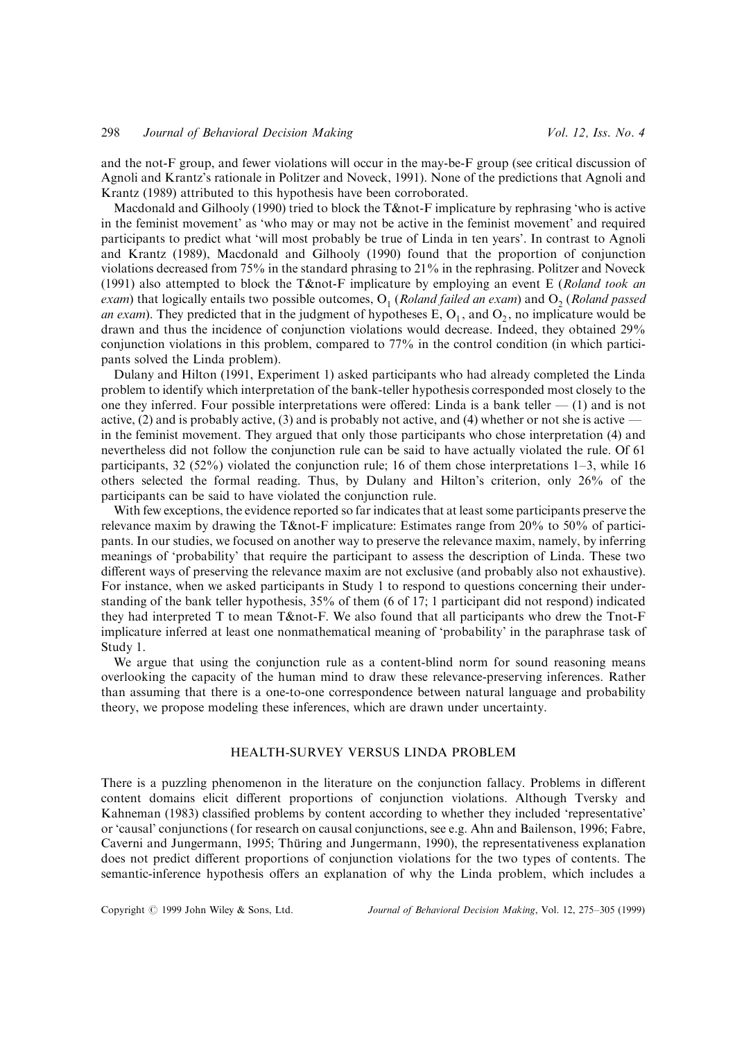and the not-F group, and fewer violations will occur in the may-be-F group (see critical discussion of Agnoli and Krantz's rationale in Politzer and Noveck, 1991). None of the predictions that Agnoli and Krantz (1989) attributed to this hypothesis have been corroborated.

Macdonald and Gilhooly (1990) tried to block the T&not-F implicature by rephrasing 'who is active in the feminist movement' as 'who may or may not be active in the feminist movement' and required participants to predict what 'will most probably be true of Linda in ten years'. In contrast to Agnoli and Krantz (1989), Macdonald and Gilhooly (1990) found that the proportion of conjunction violations decreased from 75% in the standard phrasing to 21% in the rephrasing. Politzer and Noveck (1991) also attempted to block the T&not-F implicature by employing an event E (*Roland took an exam*) that logically entails two possible outcomes, $O_1$ (*Roland failed an exam*) and $O_2$ (*Roland passed an exam*). They predicted that in the judgment of hypotheses E, $O_1$, and $O_2$, no implicature would be drawn and thus the incidence of conjunction violations would decrease. Indeed, they obtained 29% conjunction violations in this problem, compared to 77% in the control condition (in which participants solved the Linda problem).

Dulany and Hilton (1991, Experiment 1) asked participants who had already completed the Linda problem to identify which interpretation of the bank-teller hypothesis corresponded most closely to the one they inferred. Four possible interpretations were offered: Linda is a bank teller — (1) and is not active, (2) and is probably active, (3) and is probably not active, and (4) whether or not she is active — in the feminist movement. They argued that only those participants who chose interpretation (4) and nevertheless did not follow the conjunction rule can be said to have actually violated the rule. Of 61 participants, 32 (52%) violated the conjunction rule; 16 of them chose interpretations 1–3, while 16 others selected the formal reading. Thus, by Dulany and Hilton's criterion, only 26% of the participants can be said to have violated the conjunction rule.

With few exceptions, the evidence reported so far indicates that at least some participants preserve the relevance maxim by drawing the T&not-F implicature: Estimates range from 20% to 50% of participants. In our studies, we focused on another way to preserve the relevance maxim, namely, by inferring meanings of 'probability' that require the participant to assess the description of Linda. These two different ways of preserving the relevance maxim are not exclusive (and probably also not exhaustive). For instance, when we asked participants in Study 1 to respond to questions concerning their understanding of the bank teller hypothesis, 35% of them (6 of 17; 1 participant did not respond) indicated they had interpreted T to mean T&not-F. We also found that all participants who drew the Tnot-F implicature inferred at least one nonmathematical meaning of 'probability' in the paraphrase task of Study 1.

We argue that using the conjunction rule as a content-blind norm for sound reasoning means overlooking the capacity of the human mind to draw these relevance-preserving inferences. Rather than assuming that there is a one-to-one correspondence between natural language and probability theory, we propose modeling these inferences, which are drawn under uncertainty.

## HEALTH-SURVEY VERSUS LINDA PROBLEM

There is a puzzling phenomenon in the literature on the conjunction fallacy. Problems in different content domains elicit different proportions of conjunction violations. Although Tversky and Kahneman (1983) classified problems by content according to whether they included 'representative' or 'causal' conjunctions (for research on causal conjunctions, see e.g. Ahn and Bailenson, 1996; Fabre, Caverni and Jungermann, 1995; Thüring and Jungermann, 1990), the representativeness explanation does not predict different proportions of conjunction violations for the two types of contents. The semantic-inference hypothesis offers an explanation of why the Linda problem, which includes a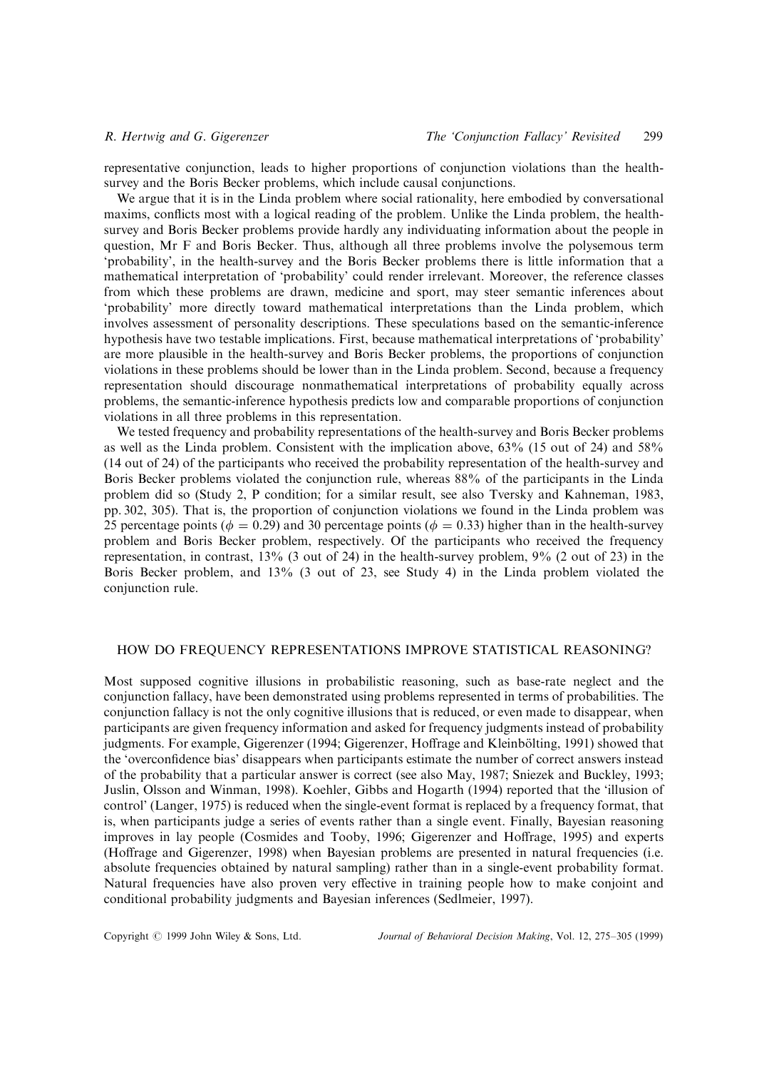representative conjunction, leads to higher proportions of conjunction violations than the health-survey and the Boris Becker problems, which include causal conjunctions.

We argue that it is in the Linda problem where social rationality, here embodied by conversational maxims, conflicts most with a logical reading of the problem. Unlike the Linda problem, the health-survey and Boris Becker problems provide hardly any individuating information about the people in question, Mr F and Boris Becker. Thus, although all three problems involve the polysemous term 'probability', in the health-survey and the Boris Becker problems there is little information that a mathematical interpretation of 'probability' could render irrelevant. Moreover, the reference classes from which these problems are drawn, medicine and sport, may steer semantic inferences about 'probability' more directly toward mathematical interpretations than the Linda problem, which involves assessment of personality descriptions. These speculations based on the semantic-inference hypothesis have two testable implications. First, because mathematical interpretations of 'probability' are more plausible in the health-survey and Boris Becker problems, the proportions of conjunction violations in these problems should be lower than in the Linda problem. Second, because a frequency representation should discourage nonmathematical interpretations of probability equally across problems, the semantic-inference hypothesis predicts low and comparable proportions of conjunction violations in all three problems in this representation.

We tested frequency and probability representations of the health-survey and Boris Becker problems as well as the Linda problem. Consistent with the implication above, 63% (15 out of 24) and 58% (14 out of 24) of the participants who received the probability representation of the health-survey and Boris Becker problems violated the conjunction rule, whereas 88% of the participants in the Linda problem did so (Study 2, P condition; for a similar result, see also Tversky and Kahneman, 1983, pp. 302, 305). That is, the proportion of conjunction violations we found in the Linda problem was 25 percentage points ($\phi = 0.29$) and 30 percentage points ($\phi = 0.33$) higher than in the health-survey problem and Boris Becker problem, respectively. Of the participants who received the frequency representation, in contrast, 13% (3 out of 24) in the health-survey problem, 9% (2 out of 23) in the Boris Becker problem, and 13% (3 out of 23, see Study 4) in the Linda problem violated the conjunction rule.

## HOW DO FREQUENCY REPRESENTATIONS IMPROVE STATISTICAL REASONING?

Most supposed cognitive illusions in probabilistic reasoning, such as base-rate neglect and the conjunction fallacy, have been demonstrated using problems represented in terms of probabilities. The conjunction fallacy is not the only cognitive illusions that is reduced, or even made to disappear, when participants are given frequency information and asked for frequency judgments instead of probability judgments. For example, Gigerenzer (1994; Gigerenzer, Hoffrage and Kleinbölting, 1991) showed that the 'overconfidence bias' disappears when participants estimate the number of correct answers instead of the probability that a particular answer is correct (see also May, 1987; Sniezek and Buckley, 1993; Juslin, Olsson and Winman, 1998). Koehler, Gibbs and Hogarth (1994) reported that the 'illusion of control' (Langer, 1975) is reduced when the single-event format is replaced by a frequency format, that is, when participants judge a series of events rather than a single event. Finally, Bayesian reasoning improves in lay people (Cosmides and Tooby, 1996; Gigerenzer and Hoffrage, 1995) and experts (Hoffrage and Gigerenzer, 1998) when Bayesian problems are presented in natural frequencies (i.e. absolute frequencies obtained by natural sampling) rather than in a single-event probability format. Natural frequencies have also proven very effective in training people how to make conjoint and conditional probability judgments and Bayesian inferences (Sedlmeier, 1997).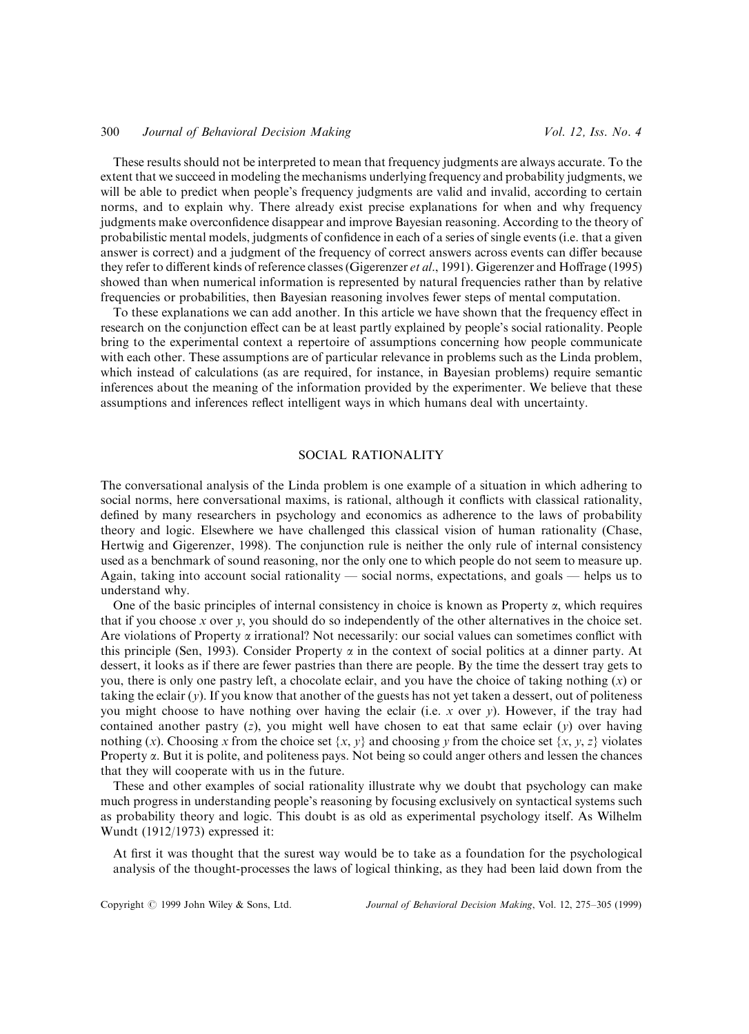These results should not be interpreted to mean that frequency judgments are always accurate. To the extent that we succeed in modeling the mechanisms underlying frequency and probability judgments, we will be able to predict when people's frequency judgments are valid and invalid, according to certain norms, and to explain why. There already exist precise explanations for when and why frequency judgments make overconfidence disappear and improve Bayesian reasoning. According to the theory of probabilistic mental models, judgments of confidence in each of a series of single events (i.e. that a given answer is correct) and a judgment of the frequency of correct answers across events can differ because they refer to different kinds of reference classes (Gigerenzer *et al.*, 1991). Gigerenzer and Hoffrage (1995) showed than when numerical information is represented by natural frequencies rather than by relative frequencies or probabilities, then Bayesian reasoning involves fewer steps of mental computation.

To these explanations we can add another. In this article we have shown that the frequency effect in research on the conjunction effect can be at least partly explained by people's social rationality. People bring to the experimental context a repertoire of assumptions concerning how people communicate with each other. These assumptions are of particular relevance in problems such as the Linda problem, which instead of calculations (as are required, for instance, in Bayesian problems) require semantic inferences about the meaning of the information provided by the experimenter. We believe that these assumptions and inferences reflect intelligent ways in which humans deal with uncertainty.

## SOCIAL RATIONALITY

The conversational analysis of the Linda problem is one example of a situation in which adhering to social norms, here conversational maxims, is rational, although it conflicts with classical rationality, defined by many researchers in psychology and economics as adherence to the laws of probability theory and logic. Elsewhere we have challenged this classical vision of human rationality (Chase, Hertwig and Gigerenzer, 1998). The conjunction rule is neither the only rule of internal consistency used as a benchmark of sound reasoning, nor the only one to which people do not seem to measure up. Again, taking into account social rationality — social norms, expectations, and goals — helps us to understand why.

One of the basic principles of internal consistency in choice is known as Property $\alpha$, which requires that if you choose $x$ over $y$, you should do so independently of the other alternatives in the choice set. Are violations of Property $\alpha$ irrational? Not necessarily: our social values can sometimes conflict with this principle (Sen, 1993). Consider Property $\alpha$ in the context of social politics at a dinner party. At dessert, it looks as if there are fewer pastries than there are people. By the time the dessert tray gets to you, there is only one pastry left, a chocolate eclair, and you have the choice of taking nothing ($x$) or taking the eclair ($y$). If you know that another of the guests has not yet taken a dessert, out of politeness you might choose to have nothing over having the eclair (i.e. $x$ over $y$). However, if the tray had contained another pastry ($z$), you might well have chosen to eat that same eclair ($y$) over having nothing ($x$). Choosing $x$ from the choice set $\{x, y\}$ and choosing $y$ from the choice set $\{x, y, z\}$ violates Property $\alpha$. But it is polite, and politeness pays. Not being so could anger others and lessen the chances that they will cooperate with us in the future.

These and other examples of social rationality illustrate why we doubt that psychology can make much progress in understanding people's reasoning by focusing exclusively on syntactical systems such as probability theory and logic. This doubt is as old as experimental psychology itself. As Wilhelm Wundt (1912/1973) expressed it:

> At first it was thought that the surest way would be to take as a foundation for the psychological analysis of the thought-processes the laws of logical thinking, as they had been laid down from the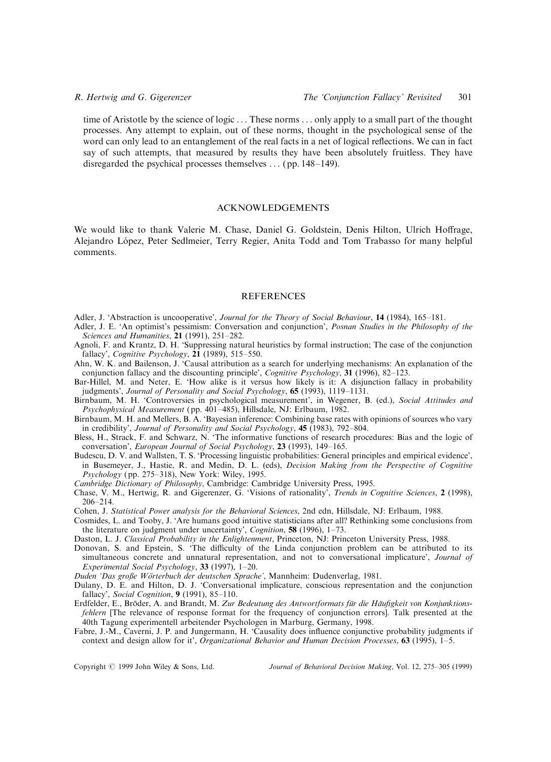time of Aristotle by the science of logic ... These norms ... only apply to a small part of the thought processes. Any attempt to explain, out of these norms, thought in the psychological sense of the word can only lead to an entanglement of the real facts in a net of logical reflections. We can in fact say of such attempts, that measured by results they have been absolutely fruitless. They have disregarded the psychical processes themselves ... (pp. 148–149).

## ACKNOWLEDGEMENTS

We would like to thank Valerie M. Chase, Daniel G. Goldstein, Denis Hilton, Ulrich Hoffrage, Alejandro López, Peter Sedlmeier, Terry Regier, Anita Todd and Tom Trabasso for many helpful comments.

## REFERENCES

Adler, J. 'Abstraction is uncooperative', *Journal for the Theory of Social Behaviour*, **14** (1984), 165–181.

Adler, J. E. 'An optimist's pessimism: Conversation and conjunction', *Posnan Studies in the Philosophy of the Sciences and Humanities*, **21** (1991), 251–282.

Agnoli, F. and Krantz, D. H. 'Suppressing natural heuristics by formal instruction; The case of the conjunction fallacy', *Cognitive Psychology*, **21** (1989), 515–550.

Ahn, W. K. and Bailenson, J. 'Causal attribution as a search for underlying mechanisms: An explanation of the conjunction fallacy and the discounting principle', *Cognitive Psychology*, **31** (1996), 82–123.

Bar-Hillel, M. and Neter, E. 'How alike is it versus how likely is it: A disjunction fallacy in probability judgments', *Journal of Personality and Social Psychology*, **65** (1993), 1119–1131.

Birnbaum, M. H. 'Controversies in psychological measurement', in Wegener, B. (ed.), *Social Attitudes and Psychophysical Measurement* (pp. 401–485), Hillsdale, NJ: Erlbaum, 1982.

Birnbaum, M. H. and Mellers, B. A. 'Bayesian inference: Combining base rates with opinions of sources who vary in credibility', *Journal of Personality and Social Psychology*, **45** (1983), 792–804.

Bless, H., Strack, F. and Schwarz, N. 'The informative functions of research procedures: Bias and the logic of conversation', *European Journal of Social Psychology*, **23** (1993), 149–165.

Budescu, D. V. and Wallsten, T. S. 'Processing linguistic probabilities: General principles and empirical evidence', in Busemeyer, J., Hastie, R. and Medin, D. L. (eds), *Decision Making from the Perspective of Cognitive Psychology* (pp. 275–318), New York: Wiley, 1995.

*Cambridge Dictionary of Philosophy*, Cambridge: Cambridge University Press, 1995.

Chase, V. M., Hertwig, R. and Gigerenzer, G. 'Visions of rationality', *Trends in Cognitive Sciences*, **2** (1998), 206–214.

Cohen, J. *Statistical Power analysis for the Behavioral Sciences*, 2nd edn, Hillsdale, NJ: Erlbaum, 1988.

Cosmides, L. and Tooby, J. 'Are humans good intuitive statisticians after all? Rethinking some conclusions from the literature on judgment under uncertainty', *Cognition*, **58** (1996), 1–73.

Daston, L. J. *Classical Probability in the Enlightenment*, Princeton, NJ: Princeton University Press, 1988.

Donovan, S. and Epstein, S. 'The difficulty of the Linda conjunction problem can be attributed to its simultaneous concrete and unnatural representation, and not to conversational implicature', *Journal of Experimental Social Psychology*, **33** (1997), 1–20.

*Duden 'Das große Wörterbuch der deutschen Sprache'*, Mannheim: Dudenverlag, 1981.

Dulany, D. E. and Hilton, D. J. 'Conversational implicature, conscious representation and the conjunction fallacy', *Social Cognition*, **9** (1991), 85–110.

Erdfelder, E., Bröder, A. and Brandt, M. *Zur Bedeutung des Antwortformats für die Häufigkeit von Konjunktionsfehlern* [The relevance of response format for the frequency of conjunction errors]. Talk presented at the 40th Tagung experimentell arbeitender Psychologen in Marburg, Germany, 1998.

Fabre, J.-M., Caverni, J. P. and Jungermann, H. 'Causality does influence conjunctive probability judgments if context and design allow for it', *Organizational Behavior and Human Decision Processes*, **63** (1995), 1–5.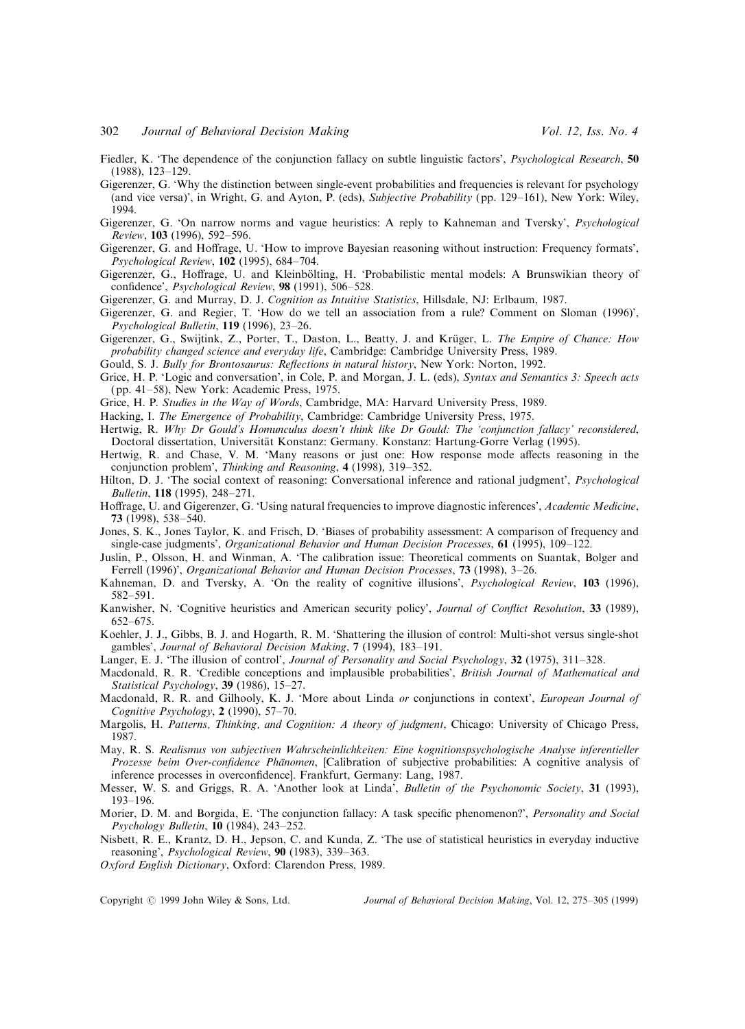Fiedler, K. 'The dependence of the conjunction fallacy on subtle linguistic factors', *Psychological Research*, **50** (1988), 123–129.

Gigerenzer, G. 'Why the distinction between single-event probabilities and frequencies is relevant for psychology (and vice versa)', in Wright, G. and Ayton, P. (eds), *Subjective Probability* (pp. 129–161), New York: Wiley, 1994.

Gigerenzer, G. 'On narrow norms and vague heuristics: A reply to Kahneman and Tversky', *Psychological Review*, **103** (1996), 592–596.

Gigerenzer, G. and Hoffrage, U. 'How to improve Bayesian reasoning without instruction: Frequency formats', *Psychological Review*, **102** (1995), 684–704.

Gigerenzer, G., Hoffrage, U. and Kleinbölting, H. 'Probabilistic mental models: A Brunswikian theory of confidence', *Psychological Review*, **98** (1991), 506–528.

Gigerenzer, G. and Murray, D. J. *Cognition as Intuitive Statistics*, Hillsdale, NJ: Erlbaum, 1987.

Gigerenzer, G. and Regier, T. 'How do we tell an association from a rule? Comment on Sloman (1996)', *Psychological Bulletin*, **119** (1996), 23–26.

Gigerenzer, G., Swijtink, Z., Porter, T., Daston, L., Beatty, J. and Krüger, L. *The Empire of Chance: How probability changed science and everyday life*, Cambridge: Cambridge University Press, 1989.

Gould, S. J. *Bully for Brontosaurus: Reflections in natural history*, New York: Norton, 1992.

Grice, H. P. 'Logic and conversation', in Cole, P. and Morgan, J. L. (eds), *Syntax and Semantics 3: Speech acts* (pp. 41–58), New York: Academic Press, 1975.

Grice, H. P. *Studies in the Way of Words*, Cambridge, MA: Harvard University Press, 1989.

Hacking, I. *The Emergence of Probability*, Cambridge: Cambridge University Press, 1975.

Hertwig, R. *Why Dr Gould's Homunculus doesn't think like Dr Gould: The 'conjunction fallacy' reconsidered*, Doctoral dissertation, Universität Konstanz: Germany. Konstanz: Hartung-Gorre Verlag (1995).

Hertwig, R. and Chase, V. M. 'Many reasons or just one: How response mode affects reasoning in the conjunction problem', *Thinking and Reasoning*, **4** (1998), 319–352.

Hilton, D. J. 'The social context of reasoning: Conversational inference and rational judgment', *Psychological Bulletin*, **118** (1995), 248–271.

Hoffrage, U. and Gigerenzer, G. 'Using natural frequencies to improve diagnostic inferences', *Academic Medicine*, **73** (1998), 538–540.

Jones, S. K., Jones Taylor, K. and Frisch, D. 'Biases of probability assessment: A comparison of frequency and single-case judgments', *Organizational Behavior and Human Decision Processes*, **61** (1995), 109–122.

Juslin, P., Olsson, H. and Winman, A. 'The calibration issue: Theoretical comments on Suantak, Bolger and Ferrell (1996)', *Organizational Behavior and Human Decision Processes*, **73** (1998), 3–26.

Kahneman, D. and Tversky, A. 'On the reality of cognitive illusions', *Psychological Review*, **103** (1996), 582–591.

Kanwisher, N. 'Cognitive heuristics and American security policy', *Journal of Conflict Resolution*, **33** (1989), 652–675.

Koehler, J. J., Gibbs, B. J. and Hogarth, R. M. 'Shattering the illusion of control: Multi-shot versus single-shot gambles', *Journal of Behavioral Decision Making*, **7** (1994), 183–191.

Langer, E. J. 'The illusion of control', *Journal of Personality and Social Psychology*, **32** (1975), 311–328.

Macdonald, R. R. 'Credible conceptions and implausible probabilities', *British Journal of Mathematical and Statistical Psychology*, **39** (1986), 15–27.

Macdonald, R. R. and Gilhooly, K. J. 'More about Linda *or* conjunctions in context', *European Journal of Cognitive Psychology*, **2** (1990), 57–70.

Margolis, H. *Patterns, Thinking, and Cognition: A theory of judgment*, Chicago: University of Chicago Press, 1987.

May, R. S. *Realismus von subjectiven Wahrscheinlichkeiten: Eine kognitionspsychologische Analyse inferentieller Prozesse beim Over-confidence Phänomen*, [Calibration of subjective probabilities: A cognitive analysis of inference processes in overconfidence]. Frankfurt, Germany: Lang, 1987.

Messer, W. S. and Griggs, R. A. 'Another look at Linda', *Bulletin of the Psychonomic Society*, **31** (1993), 193–196.

Morier, D. M. and Borgida, E. 'The conjunction fallacy: A task specific phenomenon?', *Personality and Social Psychology Bulletin*, **10** (1984), 243–252.

Nisbett, R. E., Krantz, D. H., Jepson, C. and Kunda, Z. 'The use of statistical heuristics in everyday inductive reasoning', *Psychological Review*, **90** (1983), 339–363.

*Oxford English Dictionary*, Oxford: Clarendon Press, 1989.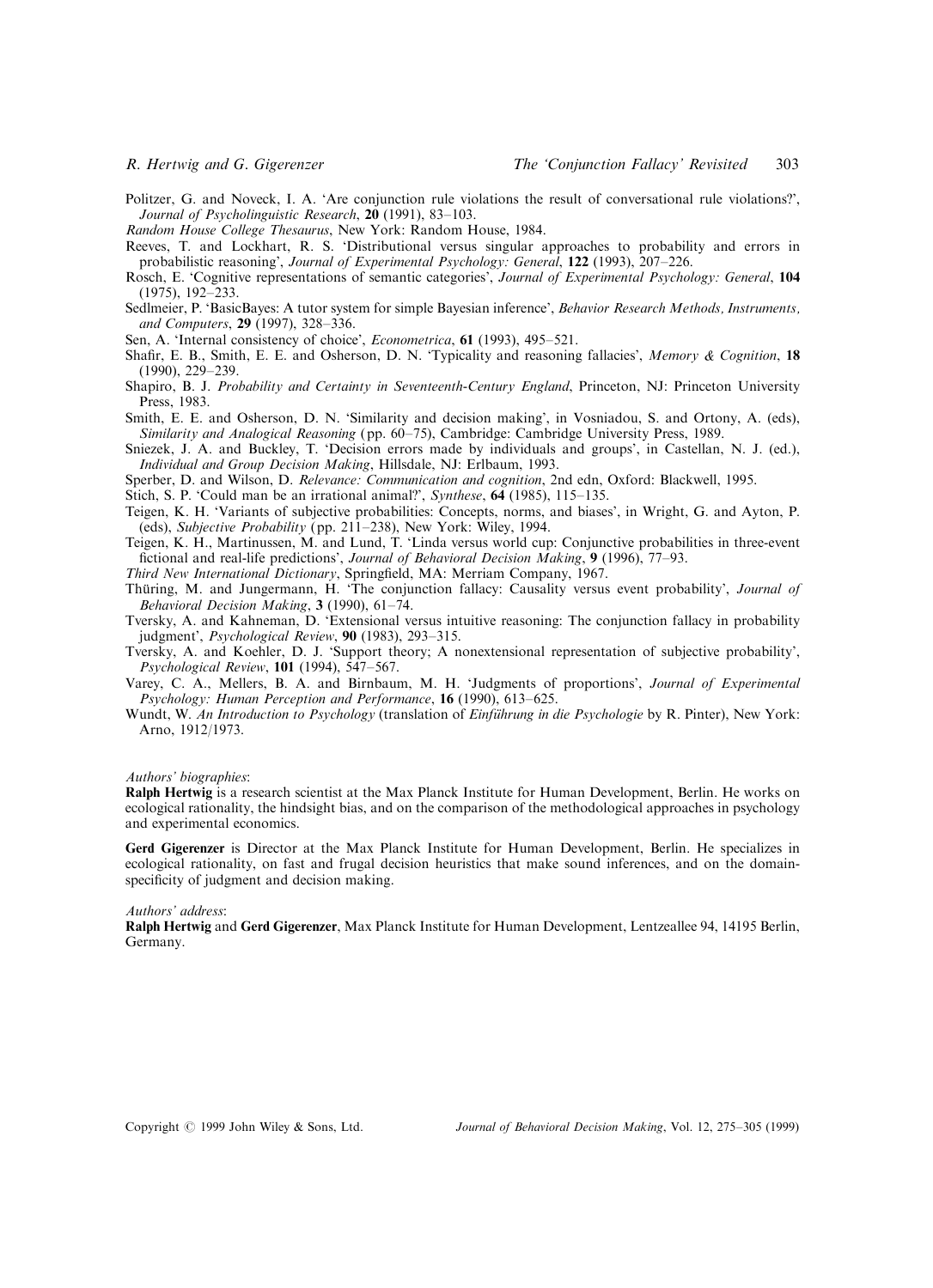Politzer, G. and Noveck, I. A. 'Are conjunction rule violations the result of conversational rule violations?', *Journal of Psycholinguistic Research*, **20** (1991), 83–103.

*Random House College Thesaurus*, New York: Random House, 1984.

Reeves, T. and Lockhart, R. S. 'Distributional versus singular approaches to probability and errors in probabilistic reasoning', *Journal of Experimental Psychology: General*, **122** (1993), 207–226.

Rosch, E. 'Cognitive representations of semantic categories', *Journal of Experimental Psychology: General*, **104** (1975), 192–233.

Sedlmeier, P. 'BasicBayes: A tutor system for simple Bayesian inference', *Behavior Research Methods, Instruments, and Computers*, **29** (1997), 328–336.

Sen, A. 'Internal consistency of choice', *Econometrica*, **61** (1993), 495–521.

Shafir, E. B., Smith, E. E. and Osherson, D. N. 'Typicality and reasoning fallacies', *Memory & Cognition*, **18** (1990), 229–239.

Shapiro, B. J. *Probability and Certainty in Seventeenth-Century England*, Princeton, NJ: Princeton University Press, 1983.

Smith, E. E. and Osherson, D. N. 'Similarity and decision making', in Vosniadou, S. and Ortony, A. (eds), *Similarity and Analogical Reasoning* (pp. 60–75), Cambridge: Cambridge University Press, 1989.

Sniezek, J. A. and Buckley, T. 'Decision errors made by individuals and groups', in Castellan, N. J. (ed.), *Individual and Group Decision Making*, Hillsdale, NJ: Erlbaum, 1993.

Sperber, D. and Wilson, D. *Relevance: Communication and cognition*, 2nd edn, Oxford: Blackwell, 1995.

Stich, S. P. 'Could man be an irrational animal?', *Synthese*, **64** (1985), 115–135.

Teigen, K. H. 'Variants of subjective probabilities: Concepts, norms, and biases', in Wright, G. and Ayton, P. (eds), *Subjective Probability* (pp. 211–238), New York: Wiley, 1994.

Teigen, K. H., Martinussen, M. and Lund, T. 'Linda versus world cup: Conjunctive probabilities in three-event fictional and real-life predictions', *Journal of Behavioral Decision Making*, **9** (1996), 77–93.

*Third New International Dictionary*, Springfield, MA: Merriam Company, 1967.

Thüring, M. and Jungermann, H. 'The conjunction fallacy: Causality versus event probability', *Journal of Behavioral Decision Making*, **3** (1990), 61–74.

Tversky, A. and Kahneman, D. 'Extensional versus intuitive reasoning: The conjunction fallacy in probability judgment', *Psychological Review*, **90** (1983), 293–315.

Tversky, A. and Koehler, D. J. 'Support theory; A nonextensional representation of subjective probability', *Psychological Review*, **101** (1994), 547–567.

Varey, C. A., Mellers, B. A. and Birnbaum, M. H. 'Judgments of proportions', *Journal of Experimental Psychology: Human Perception and Performance*, **16** (1990), 613–625.

Wundt, W. *An Introduction to Psychology* (translation of *Einführung in die Psychologie* by R. Pinter), New York: Arno, 1912/1973.

*Authors' biographies*:

**Ralph Hertwig** is a research scientist at the Max Planck Institute for Human Development, Berlin. He works on ecological rationality, the hindsight bias, and on the comparison of the methodological approaches in psychology and experimental economics.

**Gerd Gigerenzer** is Director at the Max Planck Institute for Human Development, Berlin. He specializes in ecological rationality, on fast and frugal decision heuristics that make sound inferences, and on the domain-specificity of judgment and decision making.

*Authors' address*:

**Ralph Hertwig** and **Gerd Gigerenzer**, Max Planck Institute for Human Development, Lentzeallee 94, 14195 Berlin, Germany.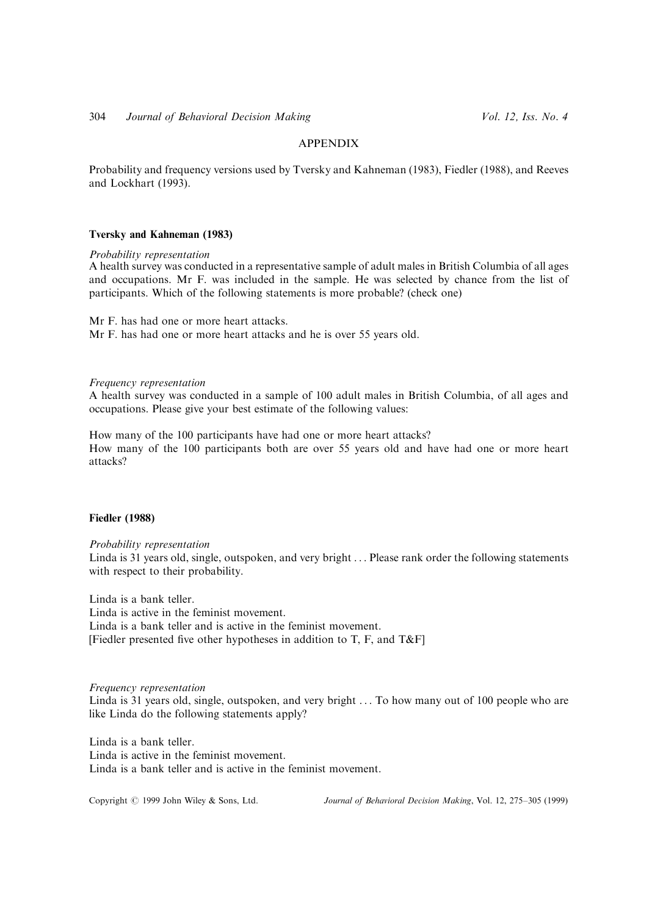## APPENDIX

Probability and frequency versions used by Tversky and Kahneman (1983), Fiedler (1988), and Reeves and Lockhart (1993).

### Tversky and Kahneman (1983)

*Probability representation*

A health survey was conducted in a representative sample of adult males in British Columbia of all ages and occupations. Mr F. was included in the sample. He was selected by chance from the list of participants. Which of the following statements is more probable? (check one)

Mr F. has had one or more heart attacks.
Mr F. has had one or more heart attacks and he is over 55 years old.

*Frequency representation*

A health survey was conducted in a sample of 100 adult males in British Columbia, of all ages and occupations. Please give your best estimate of the following values:

How many of the 100 participants have had one or more heart attacks?
How many of the 100 participants both are over 55 years old and have had one or more heart attacks?

### Fiedler (1988)

*Probability representation*

Linda is 31 years old, single, outspoken, and very bright . . . Please rank order the following statements with respect to their probability.

Linda is a bank teller.
Linda is active in the feminist movement.
Linda is a bank teller and is active in the feminist movement.
[Fiedler presented five other hypotheses in addition to T, F, and T&F]

*Frequency representation*

Linda is 31 years old, single, outspoken, and very bright . . . To how many out of 100 people who are like Linda do the following statements apply?

Linda is a bank teller.
Linda is active in the feminist movement.
Linda is a bank teller and is active in the feminist movement.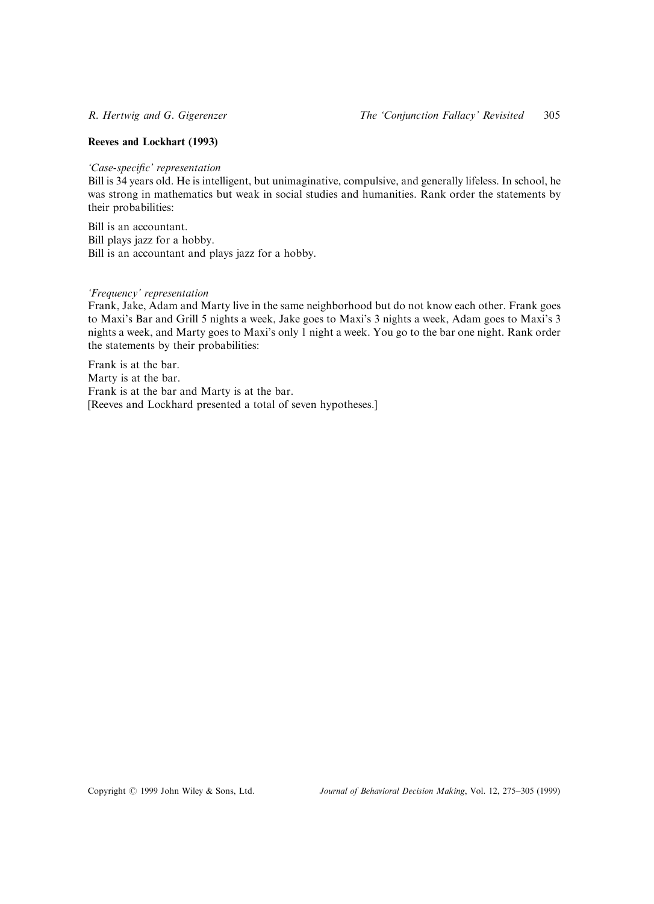**Reeves and Lockhart (1993)**

*'Case-specific' representation*

Bill is 34 years old. He is intelligent, but unimaginative, compulsive, and generally lifeless. In school, he was strong in mathematics but weak in social studies and humanities. Rank order the statements by their probabilities:

Bill is an accountant.
Bill plays jazz for a hobby.
Bill is an accountant and plays jazz for a hobby.

*'Frequency' representation*

Frank, Jake, Adam and Marty live in the same neighborhood but do not know each other. Frank goes to Maxi's Bar and Grill 5 nights a week, Jake goes to Maxi's 3 nights a week, Adam goes to Maxi's 3 nights a week, and Marty goes to Maxi's only 1 night a week. You go to the bar one night. Rank order the statements by their probabilities:

Frank is at the bar.
Marty is at the bar.
Frank is at the bar and Marty is at the bar.
[Reeves and Lockhard presented a total of seven hypotheses.]